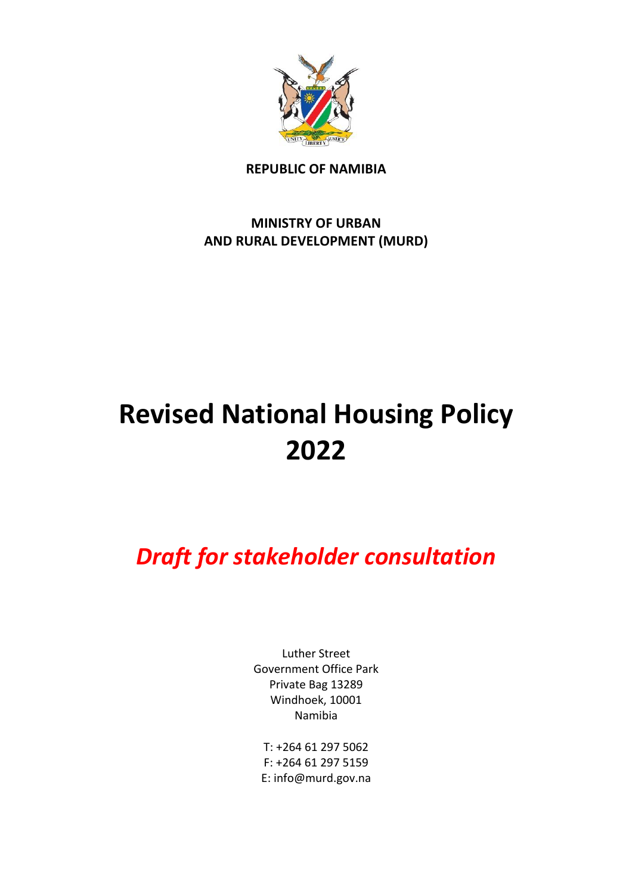**REPUBLIC OF NAMIBIA**

**MINISTRY OF URBAN AND RURAL DEVELOPMENT (MURD)**

# Revised National Housing Policy 2022

## *Draft for stakeholder consultation*

Luther Street
Government Office Park
Private Bag 13289
Windhoek, 10001
Namibia

T: +264 61 297 5062
F: +264 61 297 5159
E: info@murd.gov.na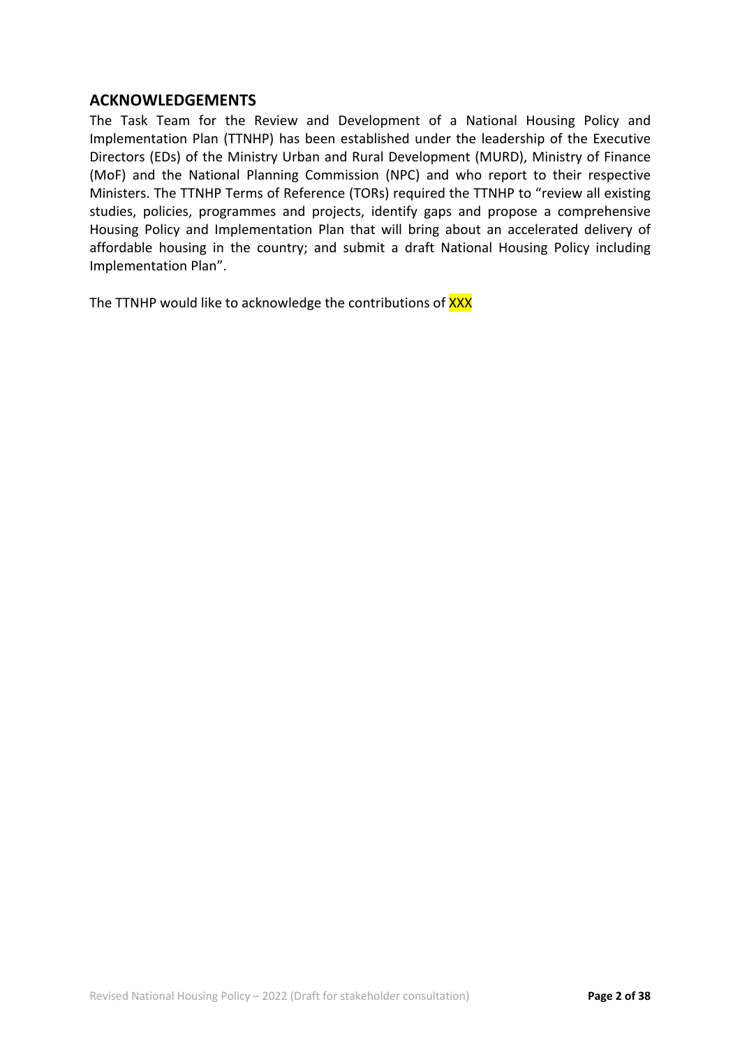## ACKNOWLEDGEMENTS

The Task Team for the Review and Development of a National Housing Policy and Implementation Plan (TTNHP) has been established under the leadership of the Executive Directors (EDs) of the Ministry Urban and Rural Development (MURD), Ministry of Finance (MoF) and the National Planning Commission (NPC) and who report to their respective Ministers. The TTNHP Terms of Reference (TORs) required the TTNHP to "review all existing studies, policies, programmes and projects, identify gaps and propose a comprehensive Housing Policy and Implementation Plan that will bring about an accelerated delivery of affordable housing in the country; and submit a draft National Housing Policy including Implementation Plan".

The TTNHP would like to acknowledge the contributions of XXX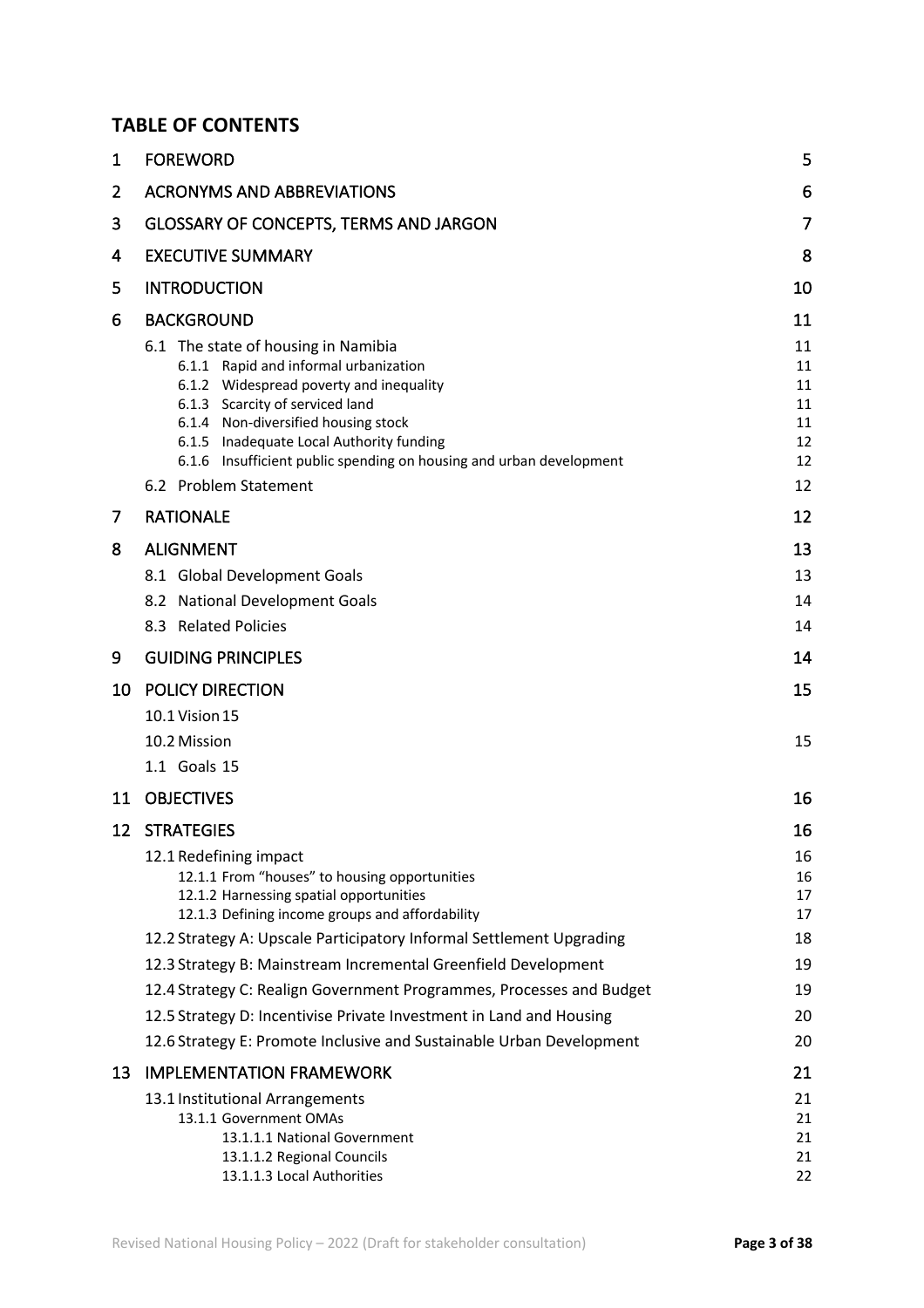## TABLE OF CONTENTS

| | | |
|---|---|---|
| 1 | FOREWORD | 5 |
| 2 | ACRONYMS AND ABBREVIATIONS | 6 |
| 3 | GLOSSARY OF CONCEPTS, TERMS AND JARGON | 7 |
| 4 | EXECUTIVE SUMMARY | 8 |
| 5 | INTRODUCTION | 10 |
| 6 | BACKGROUND | 11 |
| | 6.1 The state of housing in Namibia | 11 |
| | 6.1.1 Rapid and informal urbanization | 11 |
| | 6.1.2 Widespread poverty and inequality | 11 |
| | 6.1.3 Scarcity of serviced land | 11 |
| | 6.1.4 Non-diversified housing stock | 11 |
| | 6.1.5 Inadequate Local Authority funding | 12 |
| | 6.1.6 Insufficient public spending on housing and urban development | 12 |
| | 6.2 Problem Statement | 12 |
| 7 | RATIONALE | 12 |
| 8 | ALIGNMENT | 13 |
| | 8.1 Global Development Goals | 13 |
| | 8.2 National Development Goals | 14 |
| | 8.3 Related Policies | 14 |
| 9 | GUIDING PRINCIPLES | 14 |
| 10 | POLICY DIRECTION | 15 |
| | 10.1 Vision 15 | |
| | 10.2 Mission | 15 |
| | 1.1 Goals 15 | |
| 11 | OBJECTIVES | 16 |
| 12 | STRATEGIES | 16 |
| | 12.1 Redefining impact | 16 |
| | 12.1.1 From "houses" to housing opportunities | 16 |
| | 12.1.2 Harnessing spatial opportunities | 17 |
| | 12.1.3 Defining income groups and affordability | 17 |
| | 12.2 Strategy A: Upscale Participatory Informal Settlement Upgrading | 18 |
| | 12.3 Strategy B: Mainstream Incremental Greenfield Development | 19 |
| | 12.4 Strategy C: Realign Government Programmes, Processes and Budget | 19 |
| | 12.5 Strategy D: Incentivise Private Investment in Land and Housing | 20 |
| | 12.6 Strategy E: Promote Inclusive and Sustainable Urban Development | 20 |
| 13 | IMPLEMENTATION FRAMEWORK | 21 |
| | 13.1 Institutional Arrangements | 21 |
| | 13.1.1 Government OMAs | 21 |
| | 13.1.1.1 National Government | 21 |
| | 13.1.1.2 Regional Councils | 21 |
| | 13.1.1.3 Local Authorities | 22 |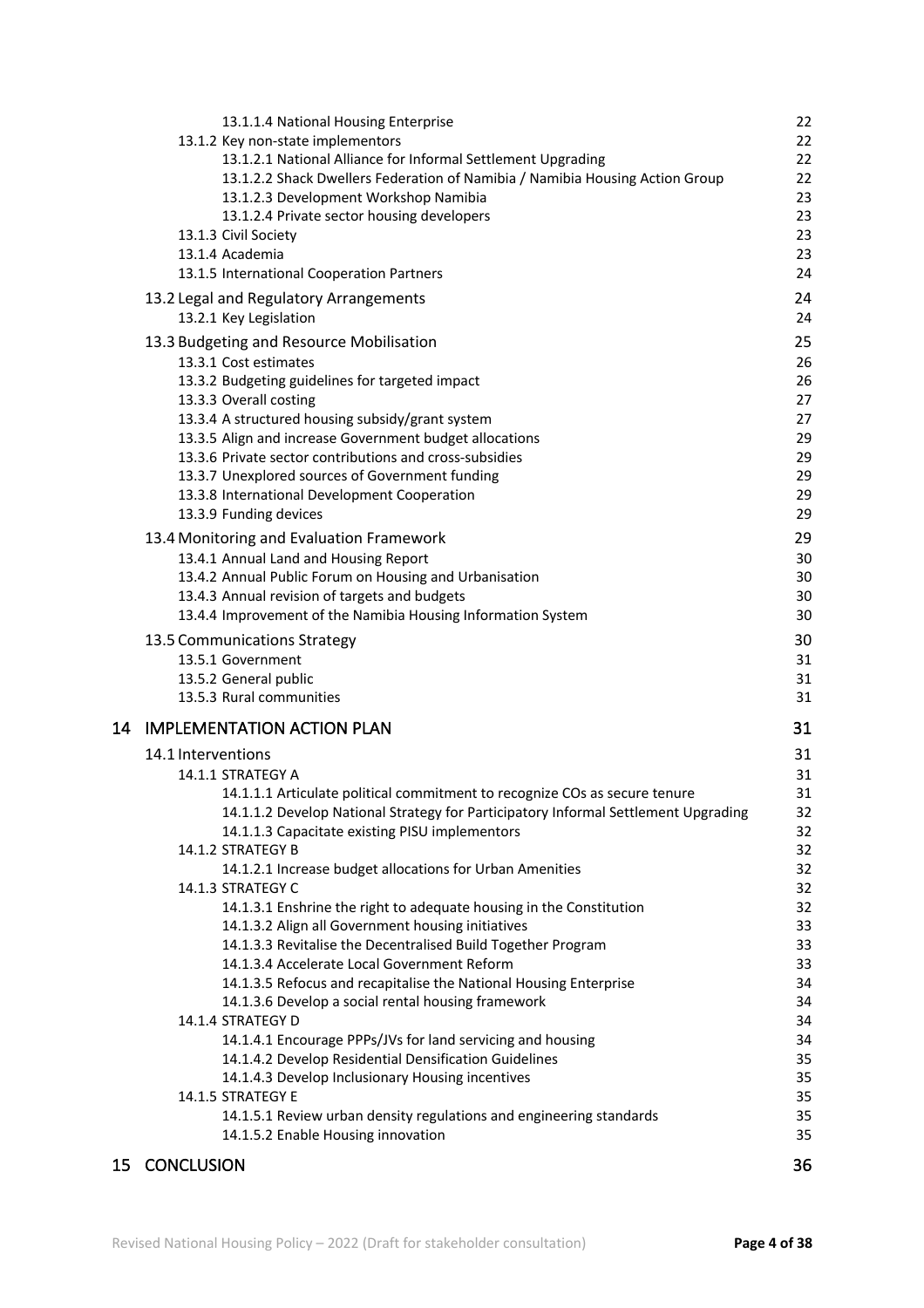13.1.1.4 National Housing Enterprise 22
13.1.2 Key non-state implementors 22
13.1.2.1 National Alliance for Informal Settlement Upgrading 22
13.1.2.2 Shack Dwellers Federation of Namibia / Namibia Housing Action Group 22
13.1.2.3 Development Workshop Namibia 23
13.1.2.4 Private sector housing developers 23
13.1.3 Civil Society 23
13.1.4 Academia 23
13.1.5 International Cooperation Partners 24

13.2 Legal and Regulatory Arrangements 24
13.2.1 Key Legislation 24

13.3 Budgeting and Resource Mobilisation 25
13.3.1 Cost estimates 26
13.3.2 Budgeting guidelines for targeted impact 26
13.3.3 Overall costing 27
13.3.4 A structured housing subsidy/grant system 27
13.3.5 Align and increase Government budget allocations 29
13.3.6 Private sector contributions and cross-subsidies 29
13.3.7 Unexplored sources of Government funding 29
13.3.8 International Development Cooperation 29
13.3.9 Funding devices 29

13.4 Monitoring and Evaluation Framework 29
13.4.1 Annual Land and Housing Report 30
13.4.2 Annual Public Forum on Housing and Urbanisation 30
13.4.3 Annual revision of targets and budgets 30
13.4.4 Improvement of the Namibia Housing Information System 30

13.5 Communications Strategy 30
13.5.1 Government 31
13.5.2 General public 31
13.5.3 Rural communities 31

14 IMPLEMENTATION ACTION PLAN 31

14.1 Interventions 31
14.1.1 STRATEGY A 31
14.1.1.1 Articulate political commitment to recognize COs as secure tenure 31
14.1.1.2 Develop National Strategy for Participatory Informal Settlement Upgrading 32
14.1.1.3 Capacitate existing PISU implementors 32
14.1.2 STRATEGY B 32
14.1.2.1 Increase budget allocations for Urban Amenities 32
14.1.3 STRATEGY C 32
14.1.3.1 Enshrine the right to adequate housing in the Constitution 32
14.1.3.2 Align all Government housing initiatives 33
14.1.3.3 Revitalise the Decentralised Build Together Program 33
14.1.3.4 Accelerate Local Government Reform 33
14.1.3.5 Refocus and recapitalise the National Housing Enterprise 34
14.1.3.6 Develop a social rental housing framework 34
14.1.4 STRATEGY D 34
14.1.4.1 Encourage PPPs/JVs for land servicing and housing 34
14.1.4.2 Develop Residential Densification Guidelines 35
14.1.4.3 Develop Inclusionary Housing incentives 35
14.1.5 STRATEGY E 35
14.1.5.1 Review urban density regulations and engineering standards 35
14.1.5.2 Enable Housing innovation 35

15 CONCLUSION 36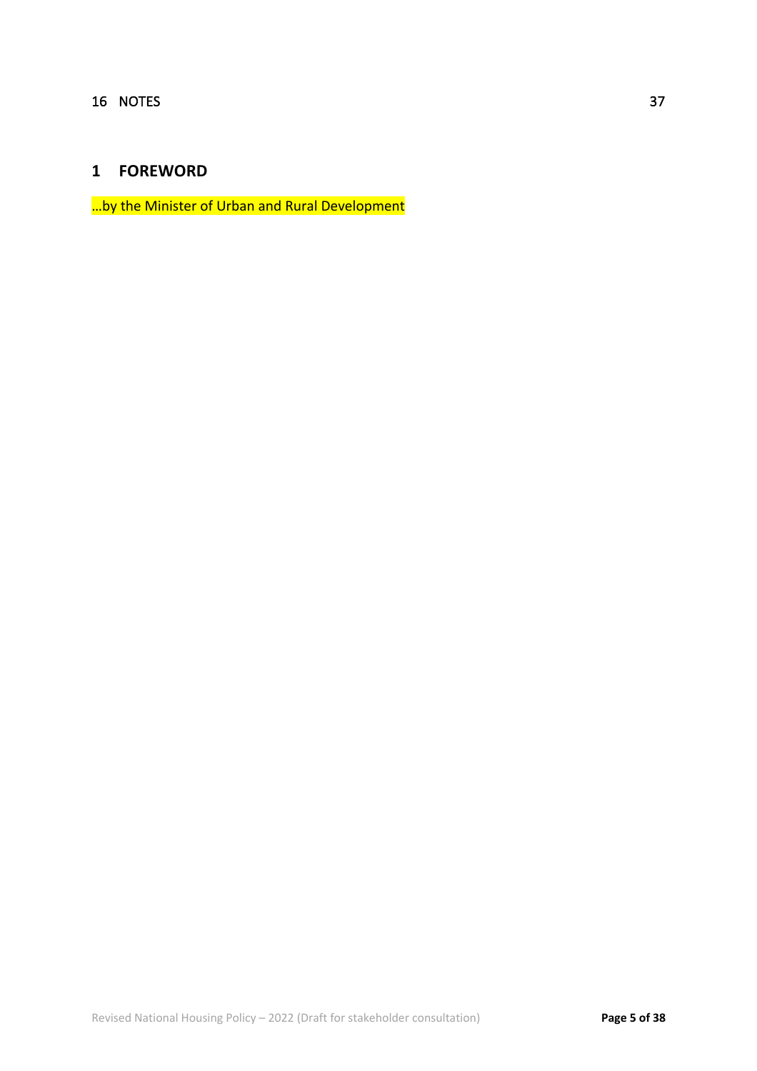16 NOTES 37

# 1 FOREWORD

…by the Minister of Urban and Rural Development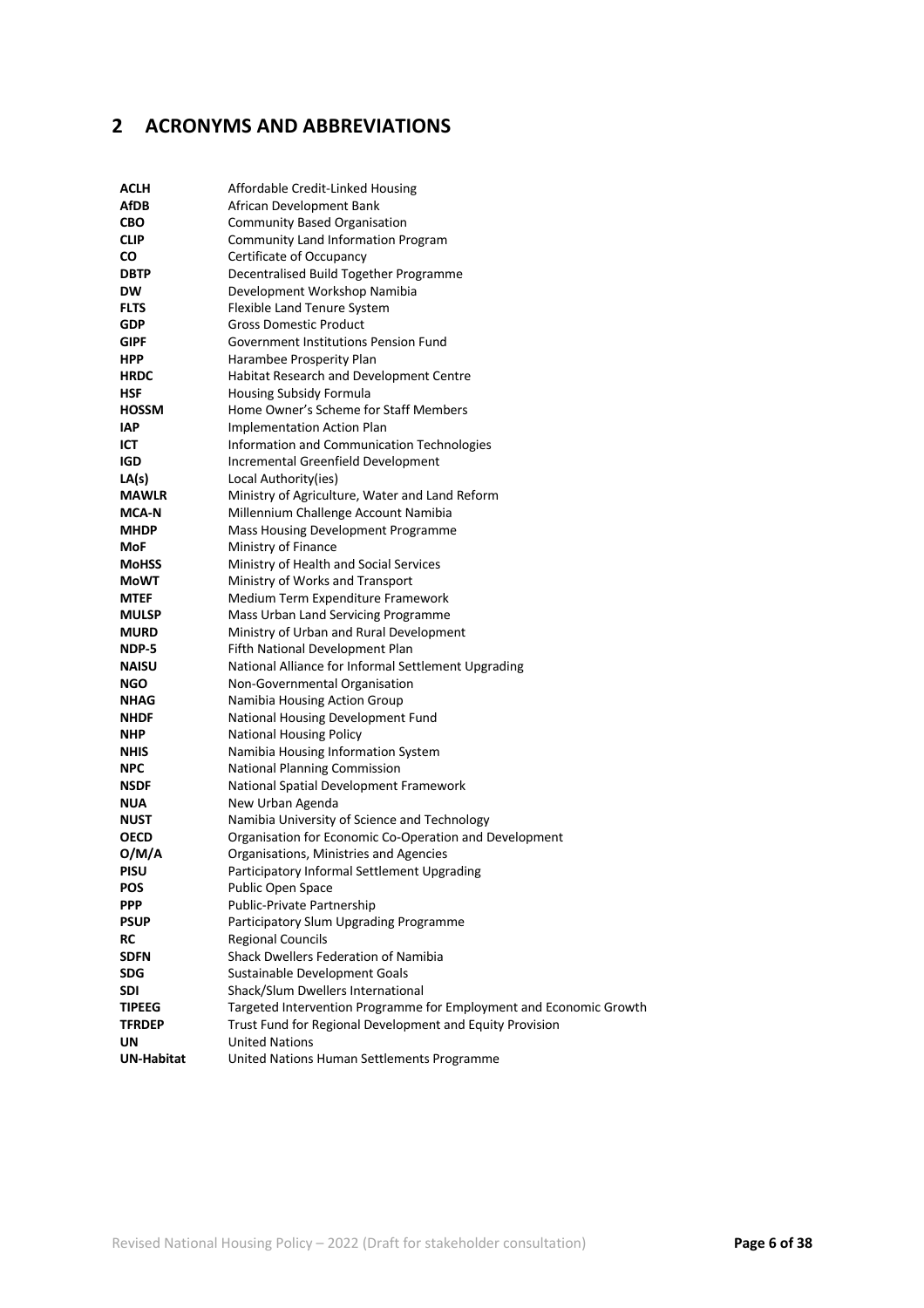## 2 ACRONYMS AND ABBREVIATIONS

| | |
|---|---|
| **ACLH** | Affordable Credit-Linked Housing |
| **AfDB** | African Development Bank |
| **CBO** | Community Based Organisation |
| **CLIP** | Community Land Information Program |
| **CO** | Certificate of Occupancy |
| **DBTP** | Decentralised Build Together Programme |
| **DW** | Development Workshop Namibia |
| **FLTS** | Flexible Land Tenure System |
| **GDP** | Gross Domestic Product |
| **GIPF** | Government Institutions Pension Fund |
| **HPP** | Harambee Prosperity Plan |
| **HRDC** | Habitat Research and Development Centre |
| **HSF** | Housing Subsidy Formula |
| **HOSSM** | Home Owner's Scheme for Staff Members |
| **IAP** | Implementation Action Plan |
| **ICT** | Information and Communication Technologies |
| **IGD** | Incremental Greenfield Development |
| **LA(s)** | Local Authority(ies) |
| **MAWLR** | Ministry of Agriculture, Water and Land Reform |
| **MCA-N** | Millennium Challenge Account Namibia |
| **MHDP** | Mass Housing Development Programme |
| **MoF** | Ministry of Finance |
| **MoHSS** | Ministry of Health and Social Services |
| **MoWT** | Ministry of Works and Transport |
| **MTEF** | Medium Term Expenditure Framework |
| **MULSP** | Mass Urban Land Servicing Programme |
| **MURD** | Ministry of Urban and Rural Development |
| **NDP-5** | Fifth National Development Plan |
| **NAISU** | National Alliance for Informal Settlement Upgrading |
| **NGO** | Non-Governmental Organisation |
| **NHAG** | Namibia Housing Action Group |
| **NHDF** | National Housing Development Fund |
| **NHP** | National Housing Policy |
| **NHIS** | Namibia Housing Information System |
| **NPC** | National Planning Commission |
| **NSDF** | National Spatial Development Framework |
| **NUA** | New Urban Agenda |
| **NUST** | Namibia University of Science and Technology |
| **OECD** | Organisation for Economic Co-Operation and Development |
| **O/M/A** | Organisations, Ministries and Agencies |
| **PISU** | Participatory Informal Settlement Upgrading |
| **POS** | Public Open Space |
| **PPP** | Public-Private Partnership |
| **PSUP** | Participatory Slum Upgrading Programme |
| **RC** | Regional Councils |
| **SDFN** | Shack Dwellers Federation of Namibia |
| **SDG** | Sustainable Development Goals |
| **SDI** | Shack/Slum Dwellers International |
| **TIPEEG** | Targeted Intervention Programme for Employment and Economic Growth |
| **TFRDEP** | Trust Fund for Regional Development and Equity Provision |
| **UN** | United Nations |
| **UN-Habitat** | United Nations Human Settlements Programme |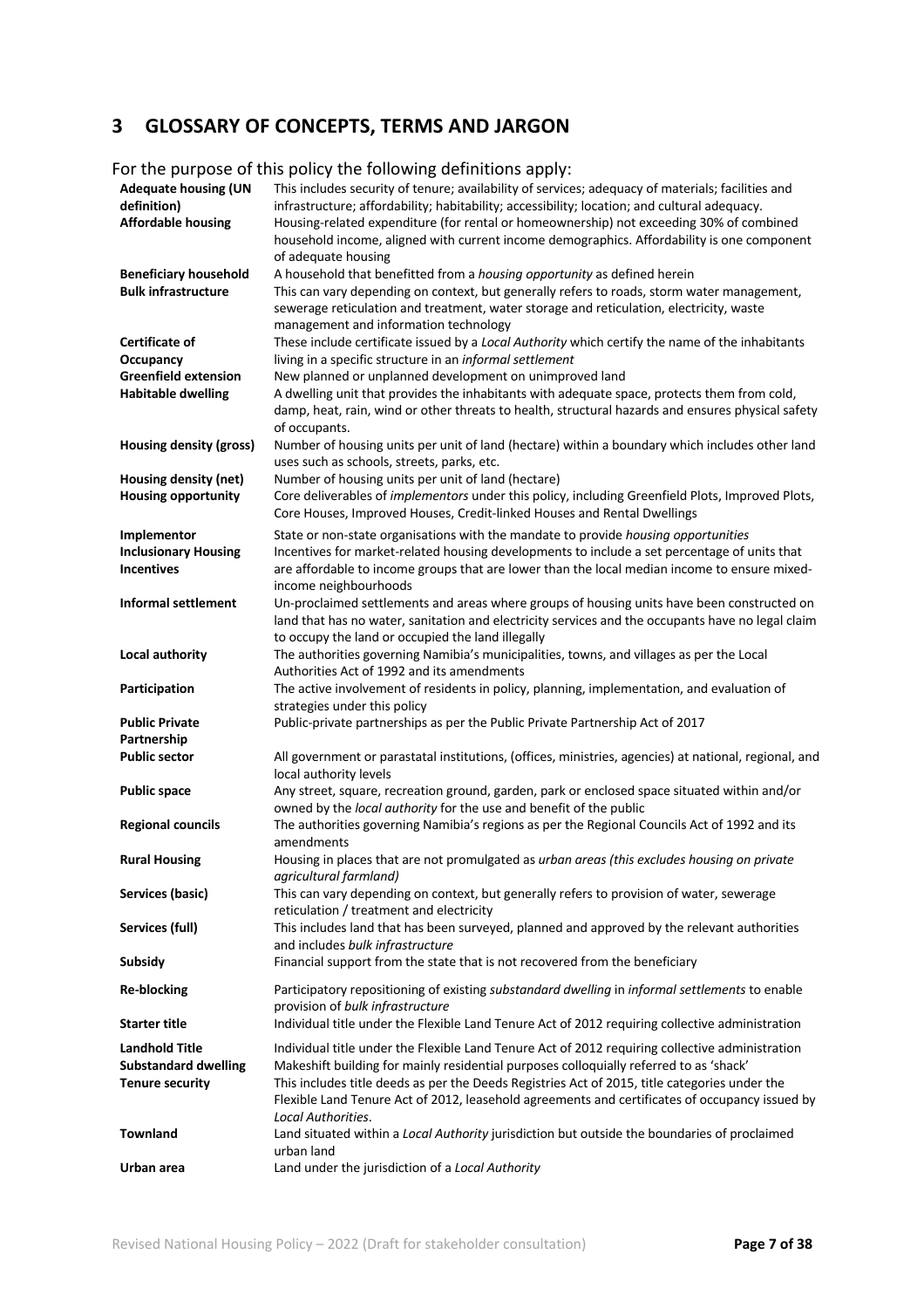# 3 GLOSSARY OF CONCEPTS, TERMS AND JARGON

For the purpose of this policy the following definitions apply:

| Term | Definition |
|---|---|
| **Adequate housing (UN definition)** | This includes security of tenure; availability of services; adequacy of materials; facilities and infrastructure; affordability; habitability; accessibility; location; and cultural adequacy. |
| **Affordable housing** | Housing-related expenditure (for rental or homeownership) not exceeding 30% of combined household income, aligned with current income demographics. Affordability is one component of adequate housing |
| **Beneficiary household** | A household that benefitted from a *housing opportunity* as defined herein |
| **Bulk infrastructure** | This can vary depending on context, but generally refers to roads, storm water management, sewerage reticulation and treatment, water storage and reticulation, electricity, waste management and information technology |
| **Certificate of Occupancy** | These include certificate issued by a *Local Authority* which certify the name of the inhabitants living in a specific structure in an *informal settlement* |
| **Greenfield extension** | New planned or unplanned development on unimproved land |
| **Habitable dwelling** | A dwelling unit that provides the inhabitants with adequate space, protects them from cold, damp, heat, rain, wind or other threats to health, structural hazards and ensures physical safety of occupants. |
| **Housing density (gross)** | Number of housing units per unit of land (hectare) within a boundary which includes other land uses such as schools, streets, parks, etc. |
| **Housing density (net)** | Number of housing units per unit of land (hectare) |
| **Housing opportunity** | Core deliverables of *implementors* under this policy, including Greenfield Plots, Improved Plots, Core Houses, Improved Houses, Credit-linked Houses and Rental Dwellings |
| **Implementor** | State or non-state organisations with the mandate to provide *housing opportunities* |
| **Inclusionary Housing Incentives** | Incentives for market-related housing developments to include a set percentage of units that are affordable to income groups that are lower than the local median income to ensure mixed-income neighbourhoods |
| **Informal settlement** | Un-proclaimed settlements and areas where groups of housing units have been constructed on land that has no water, sanitation and electricity services and the occupants have no legal claim to occupy the land or occupied the land illegally |
| **Local authority** | The authorities governing Namibia's municipalities, towns, and villages as per the Local Authorities Act of 1992 and its amendments |
| **Participation** | The active involvement of residents in policy, planning, implementation, and evaluation of strategies under this policy |
| **Public Private Partnership** | Public-private partnerships as per the Public Private Partnership Act of 2017 |
| **Public sector** | All government or parastatal institutions, (offices, ministries, agencies) at national, regional, and local authority levels |
| **Public space** | Any street, square, recreation ground, garden, park or enclosed space situated within and/or owned by the *local authority* for the use and benefit of the public |
| **Regional councils** | The authorities governing Namibia's regions as per the Regional Councils Act of 1992 and its amendments |
| **Rural Housing** | Housing in places that are not promulgated as *urban areas (this excludes housing on private agricultural farmland)* |
| **Services (basic)** | This can vary depending on context, but generally refers to provision of water, sewerage reticulation / treatment and electricity |
| **Services (full)** | This includes land that has been surveyed, planned and approved by the relevant authorities and includes *bulk infrastructure* |
| **Subsidy** | Financial support from the state that is not recovered from the beneficiary |
| **Re-blocking** | Participatory repositioning of existing *substandard dwelling* in *informal settlements* to enable provision of *bulk infrastructure* |
| **Starter title** | Individual title under the Flexible Land Tenure Act of 2012 requiring collective administration |
| **Landhold Title** | Individual title under the Flexible Land Tenure Act of 2012 requiring collective administration |
| **Substandard dwelling** | Makeshift building for mainly residential purposes colloquially referred to as 'shack' |
| **Tenure security** | This includes title deeds as per the Deeds Registries Act of 2015, title categories under the Flexible Land Tenure Act of 2012, leasehold agreements and certificates of occupancy issued by *Local Authorities*. |
| **Townland** | Land situated within a *Local Authority* jurisdiction but outside the boundaries of proclaimed urban land |
| **Urban area** | Land under the jurisdiction of a *Local Authority* |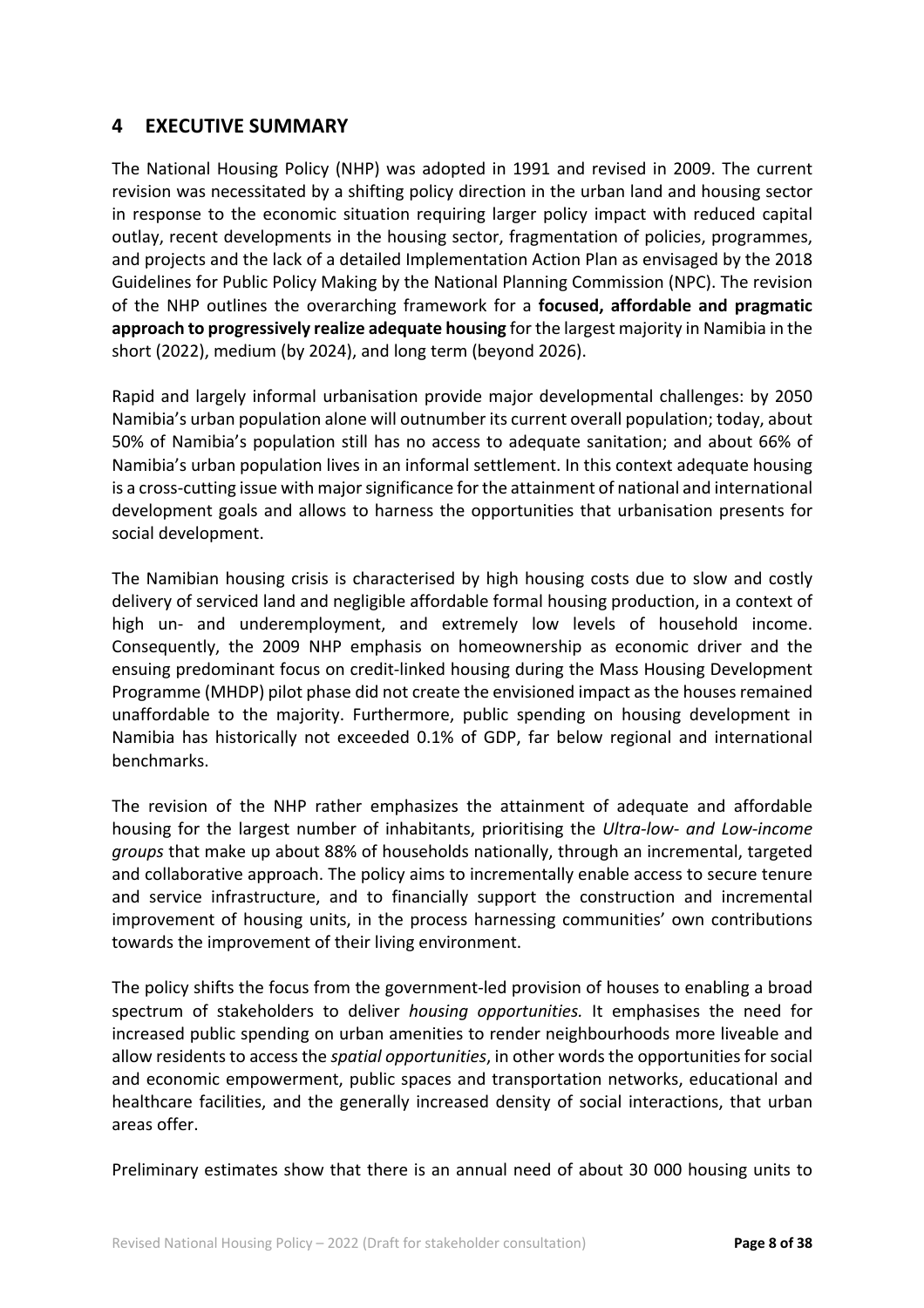## 4 EXECUTIVE SUMMARY

The National Housing Policy (NHP) was adopted in 1991 and revised in 2009. The current revision was necessitated by a shifting policy direction in the urban land and housing sector in response to the economic situation requiring larger policy impact with reduced capital outlay, recent developments in the housing sector, fragmentation of policies, programmes, and projects and the lack of a detailed Implementation Action Plan as envisaged by the 2018 Guidelines for Public Policy Making by the National Planning Commission (NPC). The revision of the NHP outlines the overarching framework for a **focused, affordable and pragmatic approach to progressively realize adequate housing** for the largest majority in Namibia in the short (2022), medium (by 2024), and long term (beyond 2026).

Rapid and largely informal urbanisation provide major developmental challenges: by 2050 Namibia's urban population alone will outnumber its current overall population; today, about 50% of Namibia's population still has no access to adequate sanitation; and about 66% of Namibia's urban population lives in an informal settlement. In this context adequate housing is a cross-cutting issue with major significance for the attainment of national and international development goals and allows to harness the opportunities that urbanisation presents for social development.

The Namibian housing crisis is characterised by high housing costs due to slow and costly delivery of serviced land and negligible affordable formal housing production, in a context of high un- and underemployment, and extremely low levels of household income. Consequently, the 2009 NHP emphasis on homeownership as economic driver and the ensuing predominant focus on credit-linked housing during the Mass Housing Development Programme (MHDP) pilot phase did not create the envisioned impact as the houses remained unaffordable to the majority. Furthermore, public spending on housing development in Namibia has historically not exceeded 0.1% of GDP, far below regional and international benchmarks.

The revision of the NHP rather emphasizes the attainment of adequate and affordable housing for the largest number of inhabitants, prioritising the *Ultra-low- and Low-income groups* that make up about 88% of households nationally, through an incremental, targeted and collaborative approach. The policy aims to incrementally enable access to secure tenure and service infrastructure, and to financially support the construction and incremental improvement of housing units, in the process harnessing communities' own contributions towards the improvement of their living environment.

The policy shifts the focus from the government-led provision of houses to enabling a broad spectrum of stakeholders to deliver *housing opportunities.* It emphasises the need for increased public spending on urban amenities to render neighbourhoods more liveable and allow residents to access the *spatial opportunities*, in other words the opportunities for social and economic empowerment, public spaces and transportation networks, educational and healthcare facilities, and the generally increased density of social interactions, that urban areas offer.

Preliminary estimates show that there is an annual need of about 30 000 housing units to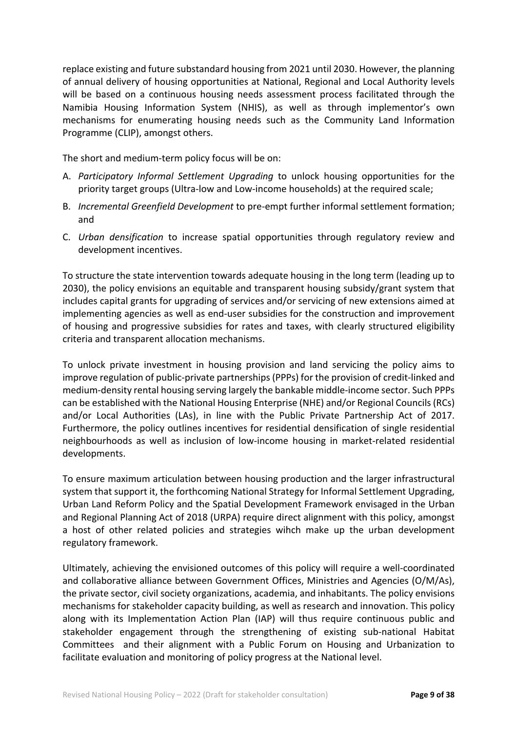replace existing and future substandard housing from 2021 until 2030. However, the planning of annual delivery of housing opportunities at National, Regional and Local Authority levels will be based on a continuous housing needs assessment process facilitated through the Namibia Housing Information System (NHIS), as well as through implementor's own mechanisms for enumerating housing needs such as the Community Land Information Programme (CLIP), amongst others.

The short and medium-term policy focus will be on:

A. *Participatory Informal Settlement Upgrading* to unlock housing opportunities for the priority target groups (Ultra-low and Low-income households) at the required scale;
B. *Incremental Greenfield Development* to pre-empt further informal settlement formation; and
C. *Urban densification* to increase spatial opportunities through regulatory review and development incentives.

To structure the state intervention towards adequate housing in the long term (leading up to 2030), the policy envisions an equitable and transparent housing subsidy/grant system that includes capital grants for upgrading of services and/or servicing of new extensions aimed at implementing agencies as well as end-user subsidies for the construction and improvement of housing and progressive subsidies for rates and taxes, with clearly structured eligibility criteria and transparent allocation mechanisms.

To unlock private investment in housing provision and land servicing the policy aims to improve regulation of public-private partnerships (PPPs) for the provision of credit-linked and medium-density rental housing serving largely the bankable middle-income sector. Such PPPs can be established with the National Housing Enterprise (NHE) and/or Regional Councils (RCs) and/or Local Authorities (LAs), in line with the Public Private Partnership Act of 2017. Furthermore, the policy outlines incentives for residential densification of single residential neighbourhoods as well as inclusion of low-income housing in market-related residential developments.

To ensure maximum articulation between housing production and the larger infrastructural system that support it, the forthcoming National Strategy for Informal Settlement Upgrading, Urban Land Reform Policy and the Spatial Development Framework envisaged in the Urban and Regional Planning Act of 2018 (URPA) require direct alignment with this policy, amongst a host of other related policies and strategies wihch make up the urban development regulatory framework.

Ultimately, achieving the envisioned outcomes of this policy will require a well-coordinated and collaborative alliance between Government Offices, Ministries and Agencies (O/M/As), the private sector, civil society organizations, academia, and inhabitants. The policy envisions mechanisms for stakeholder capacity building, as well as research and innovation. This policy along with its Implementation Action Plan (IAP) will thus require continuous public and stakeholder engagement through the strengthening of existing sub-national Habitat Committees and their alignment with a Public Forum on Housing and Urbanization to facilitate evaluation and monitoring of policy progress at the National level.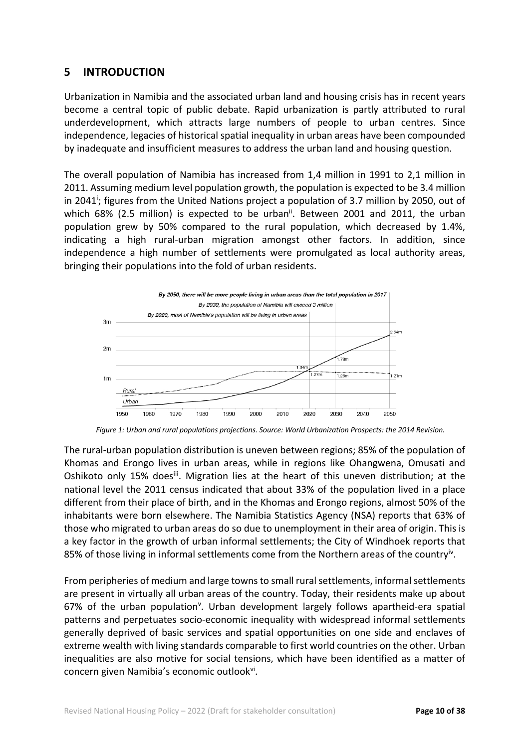# 5 INTRODUCTION

Urbanization in Namibia and the associated urban land and housing crisis has in recent years become a central topic of public debate. Rapid urbanization is partly attributed to rural underdevelopment, which attracts large numbers of people to urban centres. Since independence, legacies of historical spatial inequality in urban areas have been compounded by inadequate and insufficient measures to address the urban land and housing question.

The overall population of Namibia has increased from 1,4 million in 1991 to 2,1 million in 2011. Assuming medium level population growth, the population is expected to be 3.4 million in 2041[i]; figures from the United Nations project a population of 3.7 million by 2050, out of which 68% (2.5 million) is expected to be urban[ii]. Between 2001 and 2011, the urban population grew by 50% compared to the rural population, which decreased by 1.4%, indicating a high rural-urban migration amongst other factors. In addition, since independence a high number of settlements were promulgated as local authority areas, bringing their populations into the fold of urban residents.

*Figure 1: Urban and rural populations projections. Source: World Urbanization Prospects: the 2014 Revision.*

The rural-urban population distribution is uneven between regions; 85% of the population of Khomas and Erongo lives in urban areas, while in regions like Ohangwena, Omusati and Oshikoto only 15% does[iii]. Migration lies at the heart of this uneven distribution; at the national level the 2011 census indicated that about 33% of the population lived in a place different from their place of birth, and in the Khomas and Erongo regions, almost 50% of the inhabitants were born elsewhere. The Namibia Statistics Agency (NSA) reports that 63% of those who migrated to urban areas do so due to unemployment in their area of origin. This is a key factor in the growth of urban informal settlements; the City of Windhoek reports that 85% of those living in informal settlements come from the Northern areas of the country[iv].

From peripheries of medium and large towns to small rural settlements, informal settlements are present in virtually all urban areas of the country. Today, their residents make up about 67% of the urban population[v]. Urban development largely follows apartheid-era spatial patterns and perpetuates socio-economic inequality with widespread informal settlements generally deprived of basic services and spatial opportunities on one side and enclaves of extreme wealth with living standards comparable to first world countries on the other. Urban inequalities are also motive for social tensions, which have been identified as a matter of concern given Namibia's economic outlook[vi].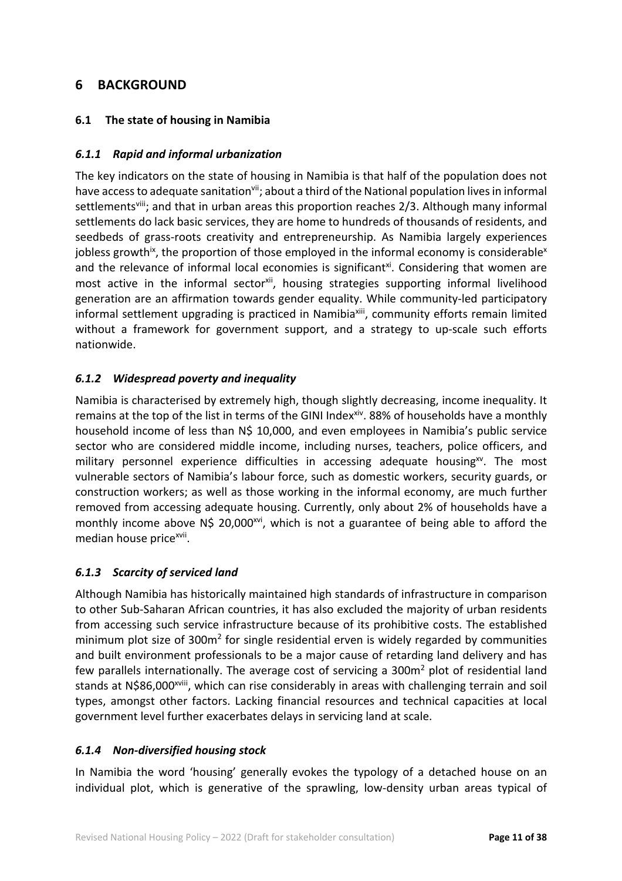# 6 BACKGROUND

## 6.1 The state of housing in Namibia

### *6.1.1 Rapid and informal urbanization*

The key indicators on the state of housing in Namibia is that half of the population does not have access to adequate sanitation[vii]; about a third of the National population lives in informal settlements[viii]; and that in urban areas this proportion reaches 2/3. Although many informal settlements do lack basic services, they are home to hundreds of thousands of residents, and seedbeds of grass-roots creativity and entrepreneurship. As Namibia largely experiences jobless growth[ix], the proportion of those employed in the informal economy is considerable[x] and the relevance of informal local economies is significant[xi]. Considering that women are most active in the informal sector[xii], housing strategies supporting informal livelihood generation are an affirmation towards gender equality. While community-led participatory informal settlement upgrading is practiced in Namibia[xiii], community efforts remain limited without a framework for government support, and a strategy to up-scale such efforts nationwide.

### *6.1.2 Widespread poverty and inequality*

Namibia is characterised by extremely high, though slightly decreasing, income inequality. It remains at the top of the list in terms of the GINI Index[xiv]. 88% of households have a monthly household income of less than N$ 10,000, and even employees in Namibia's public service sector who are considered middle income, including nurses, teachers, police officers, and military personnel experience difficulties in accessing adequate housing[xv]. The most vulnerable sectors of Namibia's labour force, such as domestic workers, security guards, or construction workers; as well as those working in the informal economy, are much further removed from accessing adequate housing. Currently, only about 2% of households have a monthly income above N$ 20,000[xvi], which is not a guarantee of being able to afford the median house price[xvii].

### *6.1.3 Scarcity of serviced land*

Although Namibia has historically maintained high standards of infrastructure in comparison to other Sub-Saharan African countries, it has also excluded the majority of urban residents from accessing such service infrastructure because of its prohibitive costs. The established minimum plot size of 300m$^2$ for single residential erven is widely regarded by communities and built environment professionals to be a major cause of retarding land delivery and has few parallels internationally. The average cost of servicing a 300m$^2$ plot of residential land stands at N$86,000[xviii], which can rise considerably in areas with challenging terrain and soil types, amongst other factors. Lacking financial resources and technical capacities at local government level further exacerbates delays in servicing land at scale.

### *6.1.4 Non-diversified housing stock*

In Namibia the word 'housing' generally evokes the typology of a detached house on an individual plot, which is generative of the sprawling, low-density urban areas typical of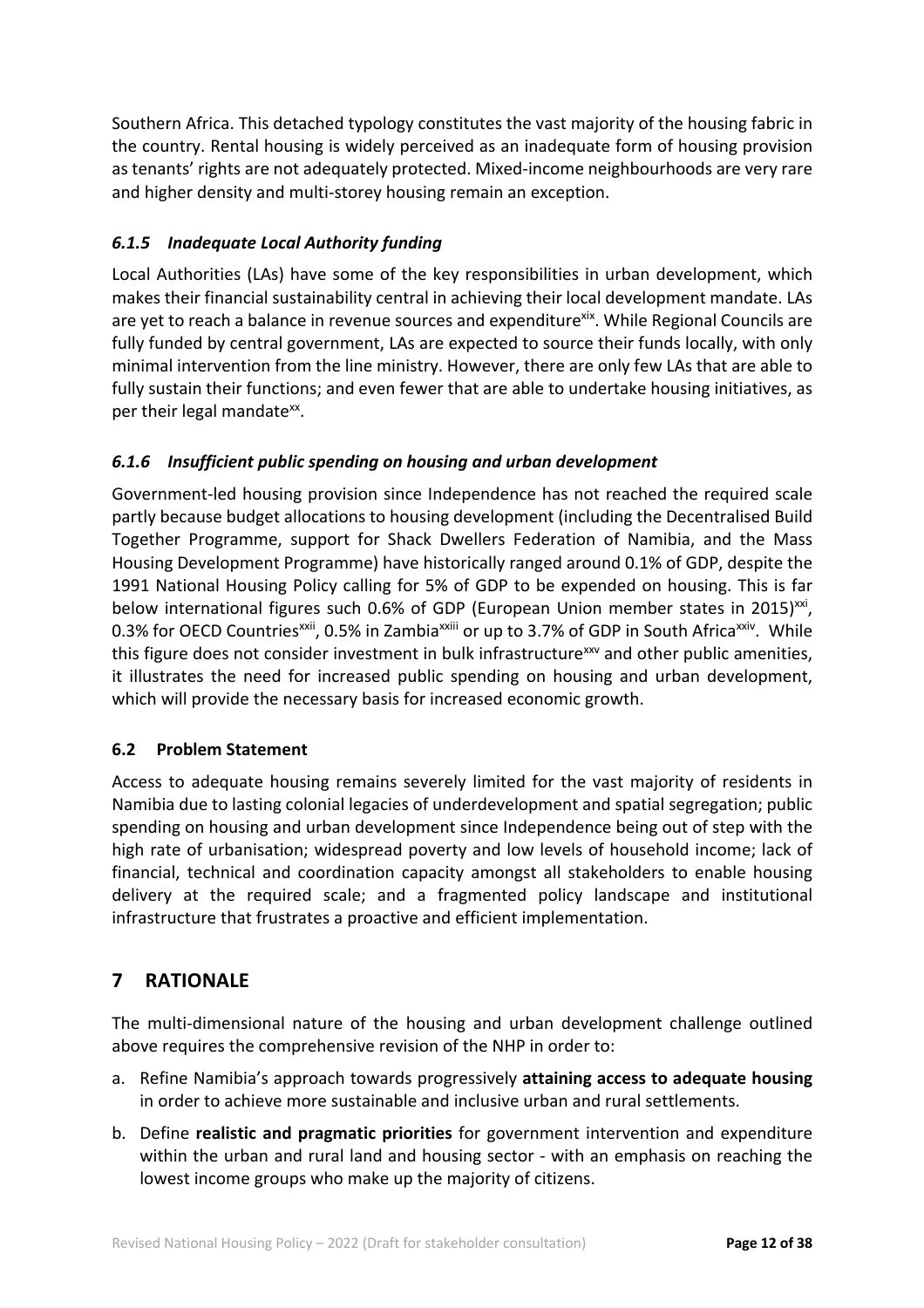Southern Africa. This detached typology constitutes the vast majority of the housing fabric in the country. Rental housing is widely perceived as an inadequate form of housing provision as tenants' rights are not adequately protected. Mixed-income neighbourhoods are very rare and higher density and multi-storey housing remain an exception.

### *6.1.5 Inadequate Local Authority funding*

Local Authorities (LAs) have some of the key responsibilities in urban development, which makes their financial sustainability central in achieving their local development mandate. LAs are yet to reach a balance in revenue sources and expenditure[xix]. While Regional Councils are fully funded by central government, LAs are expected to source their funds locally, with only minimal intervention from the line ministry. However, there are only few LAs that are able to fully sustain their functions; and even fewer that are able to undertake housing initiatives, as per their legal mandate[xx].

### *6.1.6 Insufficient public spending on housing and urban development*

Government-led housing provision since Independence has not reached the required scale partly because budget allocations to housing development (including the Decentralised Build Together Programme, support for Shack Dwellers Federation of Namibia, and the Mass Housing Development Programme) have historically ranged around 0.1% of GDP, despite the 1991 National Housing Policy calling for 5% of GDP to be expended on housing. This is far below international figures such 0.6% of GDP (European Union member states in 2015)[xxi], 0.3% for OECD Countries[xxii], 0.5% in Zambia[xxiii] or up to 3.7% of GDP in South Africa[xxiv]. While this figure does not consider investment in bulk infrastructure[xxv] and other public amenities, it illustrates the need for increased public spending on housing and urban development, which will provide the necessary basis for increased economic growth.

### 6.2 Problem Statement

Access to adequate housing remains severely limited for the vast majority of residents in Namibia due to lasting colonial legacies of underdevelopment and spatial segregation; public spending on housing and urban development since Independence being out of step with the high rate of urbanisation; widespread poverty and low levels of household income; lack of financial, technical and coordination capacity amongst all stakeholders to enable housing delivery at the required scale; and a fragmented policy landscape and institutional infrastructure that frustrates a proactive and efficient implementation.

## 7 RATIONALE

The multi-dimensional nature of the housing and urban development challenge outlined above requires the comprehensive revision of the NHP in order to:

a. Refine Namibia's approach towards progressively **attaining access to adequate housing** in order to achieve more sustainable and inclusive urban and rural settlements.

b. Define **realistic and pragmatic priorities** for government intervention and expenditure within the urban and rural land and housing sector - with an emphasis on reaching the lowest income groups who make up the majority of citizens.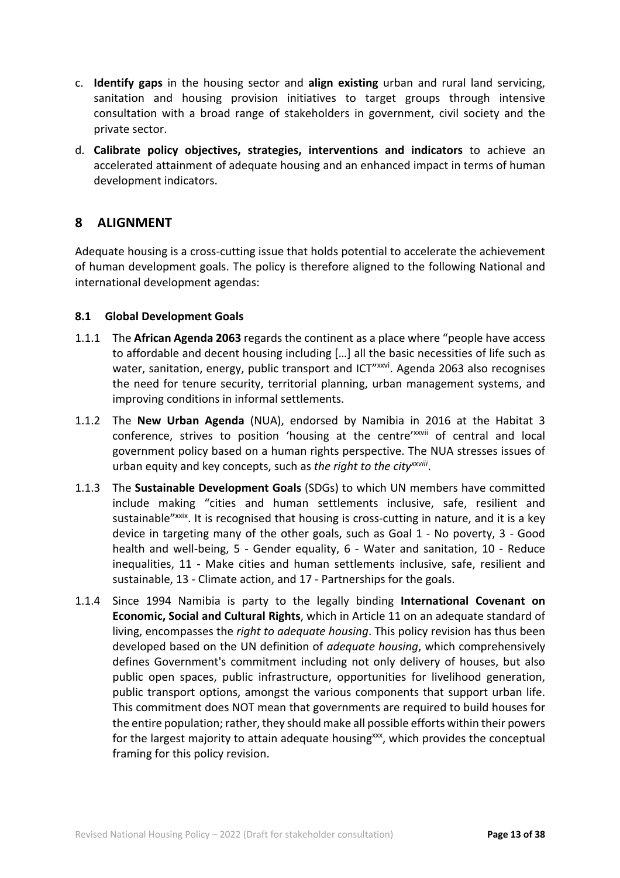c. **Identify gaps** in the housing sector and **align existing** urban and rural land servicing, sanitation and housing provision initiatives to target groups through intensive consultation with a broad range of stakeholders in government, civil society and the private sector.

d. **Calibrate policy objectives, strategies, interventions and indicators** to achieve an accelerated attainment of adequate housing and an enhanced impact in terms of human development indicators.

# 8 ALIGNMENT

Adequate housing is a cross-cutting issue that holds potential to accelerate the achievement of human development goals. The policy is therefore aligned to the following National and international development agendas:

### 8.1 Global Development Goals

1.1.1 The **African Agenda 2063** regards the continent as a place where "people have access to affordable and decent housing including […] all the basic necessities of life such as water, sanitation, energy, public transport and ICT"[xxvi]. Agenda 2063 also recognises the need for tenure security, territorial planning, urban management systems, and improving conditions in informal settlements.

1.1.2 The **New Urban Agenda** (NUA), endorsed by Namibia in 2016 at the Habitat 3 conference, strives to position 'housing at the centre'[xxvii] of central and local government policy based on a human rights perspective. The NUA stresses issues of urban equity and key concepts, such as *the right to the city*[xxviii].

1.1.3 The **Sustainable Development Goals** (SDGs) to which UN members have committed include making "cities and human settlements inclusive, safe, resilient and sustainable"[xxix]. It is recognised that housing is cross-cutting in nature, and it is a key device in targeting many of the other goals, such as Goal 1 - No poverty, 3 - Good health and well-being, 5 - Gender equality, 6 - Water and sanitation, 10 - Reduce inequalities, 11 - Make cities and human settlements inclusive, safe, resilient and sustainable, 13 - Climate action, and 17 - Partnerships for the goals.

1.1.4 Since 1994 Namibia is party to the legally binding **International Covenant on Economic, Social and Cultural Rights**, which in Article 11 on an adequate standard of living, encompasses the *right to adequate housing*. This policy revision has thus been developed based on the UN definition of *adequate housing*, which comprehensively defines Government's commitment including not only delivery of houses, but also public open spaces, public infrastructure, opportunities for livelihood generation, public transport options, amongst the various components that support urban life. This commitment does NOT mean that governments are required to build houses for the entire population; rather, they should make all possible efforts within their powers for the largest majority to attain adequate housing[xxx], which provides the conceptual framing for this policy revision.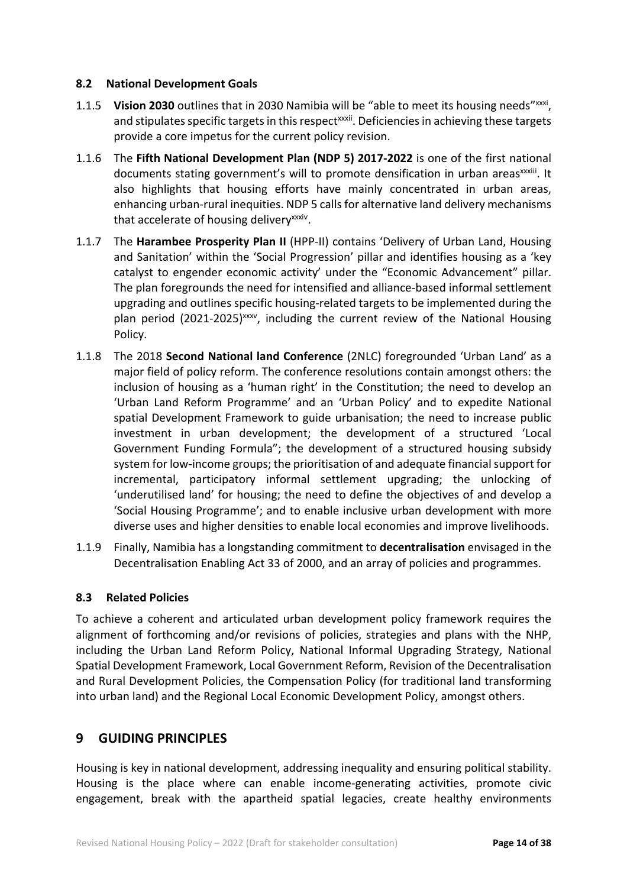## 8.2 National Development Goals

1.1.5 **Vision 2030** outlines that in 2030 Namibia will be "able to meet its housing needs"[xxxi], and stipulates specific targets in this respect[xxxii]. Deficiencies in achieving these targets provide a core impetus for the current policy revision.

1.1.6 The **Fifth National Development Plan (NDP 5) 2017-2022** is one of the first national documents stating government's will to promote densification in urban areas[xxxiii]. It also highlights that housing efforts have mainly concentrated in urban areas, enhancing urban-rural inequities. NDP 5 calls for alternative land delivery mechanisms that accelerate of housing delivery[xxxiv].

1.1.7 The **Harambee Prosperity Plan II** (HPP-II) contains 'Delivery of Urban Land, Housing and Sanitation' within the 'Social Progression' pillar and identifies housing as a 'key catalyst to engender economic activity' under the "Economic Advancement" pillar. The plan foregrounds the need for intensified and alliance-based informal settlement upgrading and outlines specific housing-related targets to be implemented during the plan period (2021-2025)[xxxv], including the current review of the National Housing Policy.

1.1.8 The 2018 **Second National land Conference** (2NLC) foregrounded 'Urban Land' as a major field of policy reform. The conference resolutions contain amongst others: the inclusion of housing as a 'human right' in the Constitution; the need to develop an 'Urban Land Reform Programme' and an 'Urban Policy' and to expedite National spatial Development Framework to guide urbanisation; the need to increase public investment in urban development; the development of a structured 'Local Government Funding Formula"; the development of a structured housing subsidy system for low-income groups; the prioritisation of and adequate financial support for incremental, participatory informal settlement upgrading; the unlocking of 'underutilised land' for housing; the need to define the objectives of and develop a 'Social Housing Programme'; and to enable inclusive urban development with more diverse uses and higher densities to enable local economies and improve livelihoods.

1.1.9 Finally, Namibia has a longstanding commitment to **decentralisation** envisaged in the Decentralisation Enabling Act 33 of 2000, and an array of policies and programmes.

## 8.3 Related Policies

To achieve a coherent and articulated urban development policy framework requires the alignment of forthcoming and/or revisions of policies, strategies and plans with the NHP, including the Urban Land Reform Policy, National Informal Upgrading Strategy, National Spatial Development Framework, Local Government Reform, Revision of the Decentralisation and Rural Development Policies, the Compensation Policy (for traditional land transforming into urban land) and the Regional Local Economic Development Policy, amongst others.

# 9 GUIDING PRINCIPLES

Housing is key in national development, addressing inequality and ensuring political stability. Housing is the place where can enable income-generating activities, promote civic engagement, break with the apartheid spatial legacies, create healthy environments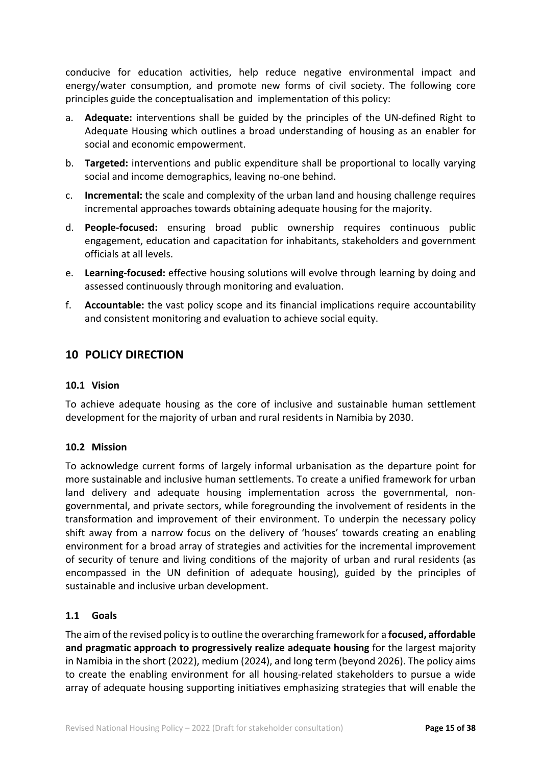conducive for education activities, help reduce negative environmental impact and energy/water consumption, and promote new forms of civil society. The following core principles guide the conceptualisation and implementation of this policy:

a. **Adequate:** interventions shall be guided by the principles of the UN-defined Right to Adequate Housing which outlines a broad understanding of housing as an enabler for social and economic empowerment.

b. **Targeted:** interventions and public expenditure shall be proportional to locally varying social and income demographics, leaving no-one behind.

c. **Incremental:** the scale and complexity of the urban land and housing challenge requires incremental approaches towards obtaining adequate housing for the majority.

d. **People-focused:** ensuring broad public ownership requires continuous public engagement, education and capacitation for inhabitants, stakeholders and government officials at all levels.

e. **Learning-focused:** effective housing solutions will evolve through learning by doing and assessed continuously through monitoring and evaluation.

f. **Accountable:** the vast policy scope and its financial implications require accountability and consistent monitoring and evaluation to achieve social equity.

## 10 POLICY DIRECTION

### 10.1 Vision

To achieve adequate housing as the core of inclusive and sustainable human settlement development for the majority of urban and rural residents in Namibia by 2030.

### 10.2 Mission

To acknowledge current forms of largely informal urbanisation as the departure point for more sustainable and inclusive human settlements. To create a unified framework for urban land delivery and adequate housing implementation across the governmental, non-governmental, and private sectors, while foregrounding the involvement of residents in the transformation and improvement of their environment. To underpin the necessary policy shift away from a narrow focus on the delivery of 'houses' towards creating an enabling environment for a broad array of strategies and activities for the incremental improvement of security of tenure and living conditions of the majority of urban and rural residents (as encompassed in the UN definition of adequate housing), guided by the principles of sustainable and inclusive urban development.

### 1.1 Goals

The aim of the revised policy is to outline the overarching framework for a **focused, affordable and pragmatic approach to progressively realize adequate housing** for the largest majority in Namibia in the short (2022), medium (2024), and long term (beyond 2026). The policy aims to create the enabling environment for all housing-related stakeholders to pursue a wide array of adequate housing supporting initiatives emphasizing strategies that will enable the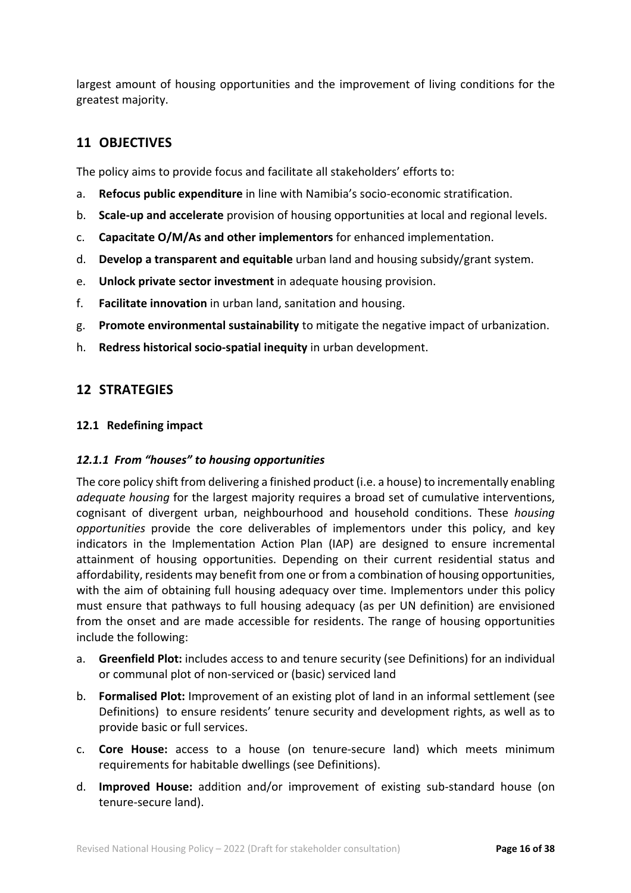largest amount of housing opportunities and the improvement of living conditions for the greatest majority.

## 11 OBJECTIVES

The policy aims to provide focus and facilitate all stakeholders' efforts to:

a. **Refocus public expenditure** in line with Namibia's socio-economic stratification.
b. **Scale-up and accelerate** provision of housing opportunities at local and regional levels.
c. **Capacitate O/M/As and other implementors** for enhanced implementation.
d. **Develop a transparent and equitable** urban land and housing subsidy/grant system.
e. **Unlock private sector investment** in adequate housing provision.
f. **Facilitate innovation** in urban land, sanitation and housing.
g. **Promote environmental sustainability** to mitigate the negative impact of urbanization.
h. **Redress historical socio-spatial inequity** in urban development.

## 12 STRATEGIES

### 12.1 Redefining impact

#### *12.1.1 From "houses" to housing opportunities*

The core policy shift from delivering a finished product (i.e. a house) to incrementally enabling *adequate housing* for the largest majority requires a broad set of cumulative interventions, cognisant of divergent urban, neighbourhood and household conditions. These *housing opportunities* provide the core deliverables of implementors under this policy, and key indicators in the Implementation Action Plan (IAP) are designed to ensure incremental attainment of housing opportunities. Depending on their current residential status and affordability, residents may benefit from one or from a combination of housing opportunities, with the aim of obtaining full housing adequacy over time. Implementors under this policy must ensure that pathways to full housing adequacy (as per UN definition) are envisioned from the onset and are made accessible for residents. The range of housing opportunities include the following:

a. **Greenfield Plot:** includes access to and tenure security (see Definitions) for an individual or communal plot of non-serviced or (basic) serviced land
b. **Formalised Plot:** Improvement of an existing plot of land in an informal settlement (see Definitions) to ensure residents' tenure security and development rights, as well as to provide basic or full services.
c. **Core House:** access to a house (on tenure-secure land) which meets minimum requirements for habitable dwellings (see Definitions).
d. **Improved House:** addition and/or improvement of existing sub-standard house (on tenure-secure land).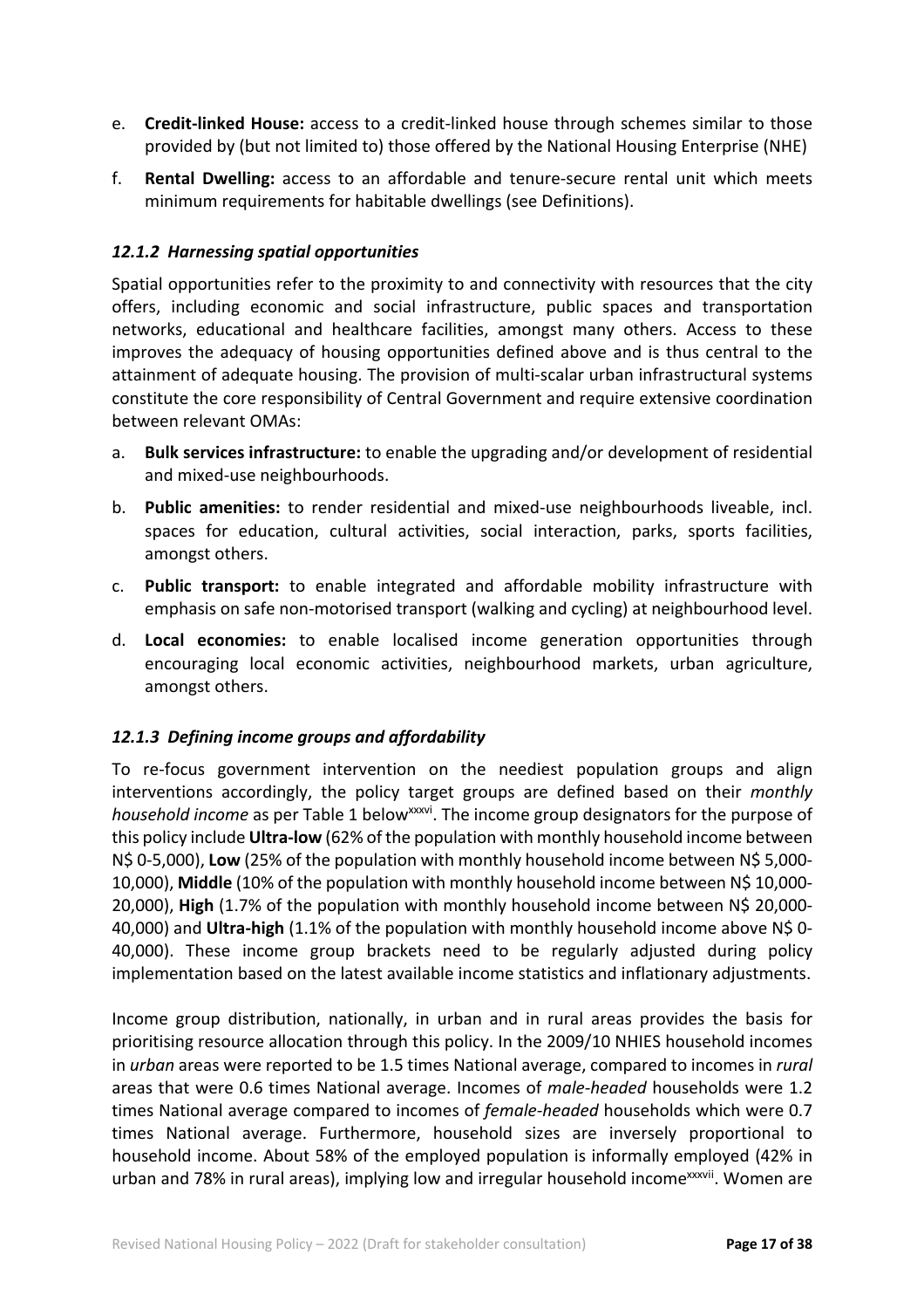e. **Credit-linked House:** access to a credit-linked house through schemes similar to those provided by (but not limited to) those offered by the National Housing Enterprise (NHE)

f. **Rental Dwelling:** access to an affordable and tenure-secure rental unit which meets minimum requirements for habitable dwellings (see Definitions).

### *12.1.2 Harnessing spatial opportunities*

Spatial opportunities refer to the proximity to and connectivity with resources that the city offers, including economic and social infrastructure, public spaces and transportation networks, educational and healthcare facilities, amongst many others. Access to these improves the adequacy of housing opportunities defined above and is thus central to the attainment of adequate housing. The provision of multi-scalar urban infrastructural systems constitute the core responsibility of Central Government and require extensive coordination between relevant OMAs:

a. **Bulk services infrastructure:** to enable the upgrading and/or development of residential and mixed-use neighbourhoods.

b. **Public amenities:** to render residential and mixed-use neighbourhoods liveable, incl. spaces for education, cultural activities, social interaction, parks, sports facilities, amongst others.

c. **Public transport:** to enable integrated and affordable mobility infrastructure with emphasis on safe non-motorised transport (walking and cycling) at neighbourhood level.

d. **Local economies:** to enable localised income generation opportunities through encouraging local economic activities, neighbourhood markets, urban agriculture, amongst others.

### *12.1.3 Defining income groups and affordability*

To re-focus government intervention on the neediest population groups and align interventions accordingly, the policy target groups are defined based on their *monthly household income* as per Table 1 below[xxxvi]. The income group designators for the purpose of this policy include **Ultra-low** (62% of the population with monthly household income between N$ 0-5,000), **Low** (25% of the population with monthly household income between N$ 5,000-10,000), **Middle** (10% of the population with monthly household income between N$ 10,000-20,000), **High** (1.7% of the population with monthly household income between N$ 20,000-40,000) and **Ultra-high** (1.1% of the population with monthly household income above N$ 0-40,000). These income group brackets need to be regularly adjusted during policy implementation based on the latest available income statistics and inflationary adjustments.

Income group distribution, nationally, in urban and in rural areas provides the basis for prioritising resource allocation through this policy. In the 2009/10 NHIES household incomes in *urban* areas were reported to be 1.5 times National average, compared to incomes in *rural* areas that were 0.6 times National average. Incomes of *male-headed* households were 1.2 times National average compared to incomes of *female-headed* households which were 0.7 times National average. Furthermore, household sizes are inversely proportional to household income. About 58% of the employed population is informally employed (42% in urban and 78% in rural areas), implying low and irregular household income[xxxvii]. Women are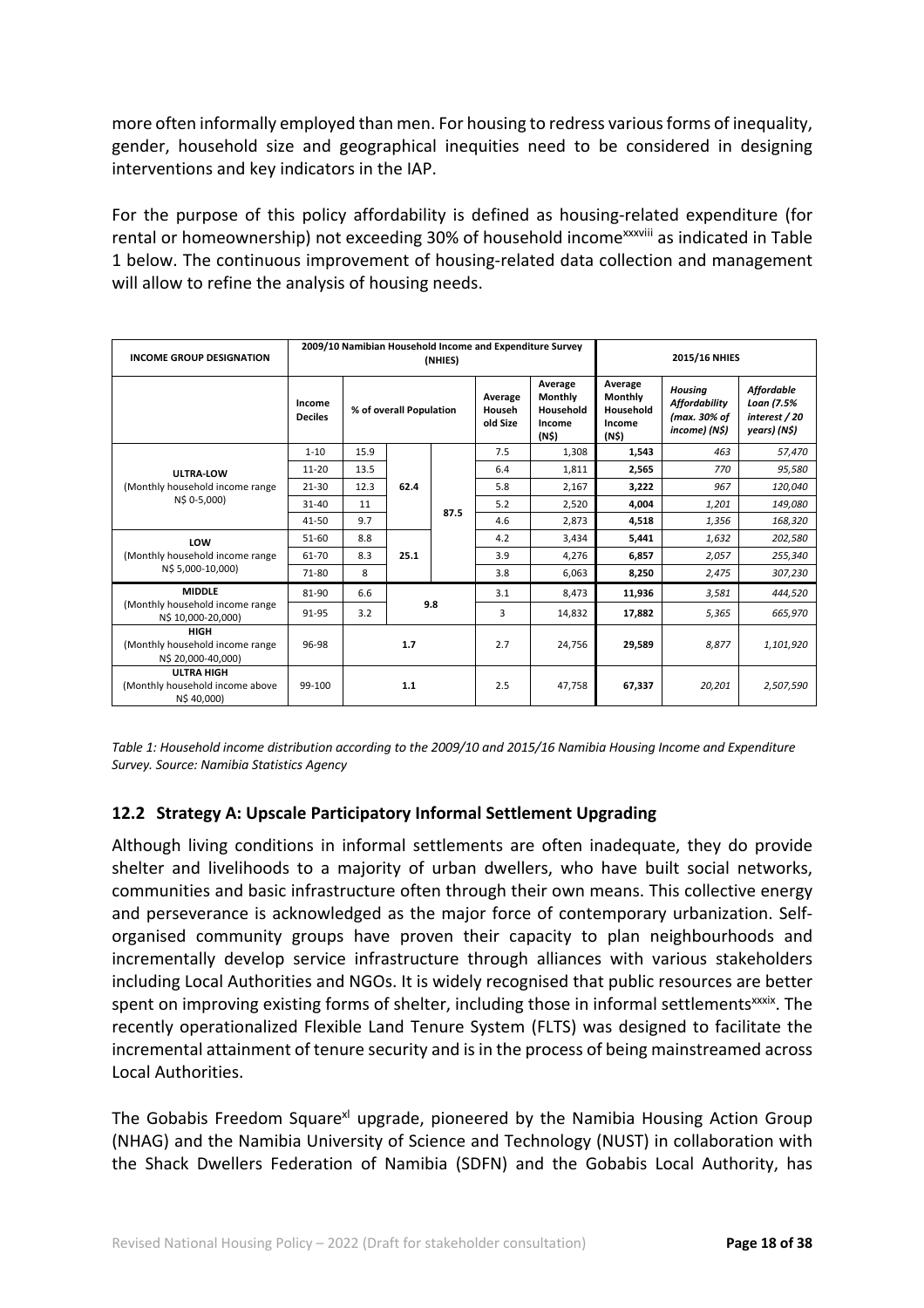more often informally employed than men. For housing to redress various forms of inequality, gender, household size and geographical inequities need to be considered in designing interventions and key indicators in the IAP.

For the purpose of this policy affordability is defined as housing-related expenditure (for rental or homeownership) not exceeding 30% of household income[xxxviii] as indicated in Table 1 below. The continuous improvement of housing-related data collection and management will allow to refine the analysis of housing needs.

| INCOME GROUP DESIGNATION | 2009/10 Namibian Household Income and Expenditure Survey (NHIES) | | | | | | 2015/16 NHIES | | |
|---|---|---|---|---|---|---|---|---|---|
| | Income Deciles | % of overall Population | | | Average Household Size | Average Monthly Household Income (N$) | Average Monthly Household Income (N$) | *Housing Affordability (max. 30% of income) (N$)* | *Affordable Loan (7.5% interest / 20 years) (N$)* |
| **ULTRA-LOW** (Monthly household income range N$ 0-5,000) | 1-10 | 15.9 | 62.4 | 87.5 | 7.5 | 1,308 | **1,543** | *463* | *57,470* |
| | 11-20 | 13.5 | | | 6.4 | 1,811 | **2,565** | *770* | *95,580* |
| | 21-30 | 12.3 | | | 5.8 | 2,167 | **3,222** | *967* | *120,040* |
| | 31-40 | 11 | | | 5.2 | 2,520 | **4,004** | *1,201* | *149,080* |
| | 41-50 | 9.7 | | | 4.6 | 2,873 | **4,518** | *1,356* | *168,320* |
| **LOW** (Monthly household income range N$ 5,000-10,000) | 51-60 | 8.8 | 25.1 | | 4.2 | 3,434 | **5,441** | *1,632* | *202,580* |
| | 61-70 | 8.3 | | | 3.9 | 4,276 | **6,857** | *2,057* | *255,340* |
| | 71-80 | 8 | | | 3.8 | 6,063 | **8,250** | *2,475* | *307,230* |
| **MIDDLE** (Monthly household income range N$ 10,000-20,000) | 81-90 | 6.6 | 9.8 | | 3.1 | 8,473 | **11,936** | *3,581* | *444,520* |
| | 91-95 | 3.2 | | | 3 | 14,832 | **17,882** | *5,365* | *665,970* |
| **HIGH** (Monthly household income range N$ 20,000-40,000) | 96-98 | 1.7 | | | 2.7 | 24,756 | **29,589** | *8,877* | *1,101,920* |
| **ULTRA HIGH** (Monthly household income above N$ 40,000) | 99-100 | 1.1 | | | 2.5 | 47,758 | **67,337** | *20,201* | *2,507,590* |

*Table 1: Household income distribution according to the 2009/10 and 2015/16 Namibia Housing Income and Expenditure Survey. Source: Namibia Statistics Agency*

## 12.2 Strategy A: Upscale Participatory Informal Settlement Upgrading

Although living conditions in informal settlements are often inadequate, they do provide shelter and livelihoods to a majority of urban dwellers, who have built social networks, communities and basic infrastructure often through their own means. This collective energy and perseverance is acknowledged as the major force of contemporary urbanization. Self-organised community groups have proven their capacity to plan neighbourhoods and incrementally develop service infrastructure through alliances with various stakeholders including Local Authorities and NGOs. It is widely recognised that public resources are better spent on improving existing forms of shelter, including those in informal settlements[xxxix]. The recently operationalized Flexible Land Tenure System (FLTS) was designed to facilitate the incremental attainment of tenure security and is in the process of being mainstreamed across Local Authorities.

The Gobabis Freedom Square[xl] upgrade, pioneered by the Namibia Housing Action Group (NHAG) and the Namibia University of Science and Technology (NUST) in collaboration with the Shack Dwellers Federation of Namibia (SDFN) and the Gobabis Local Authority, has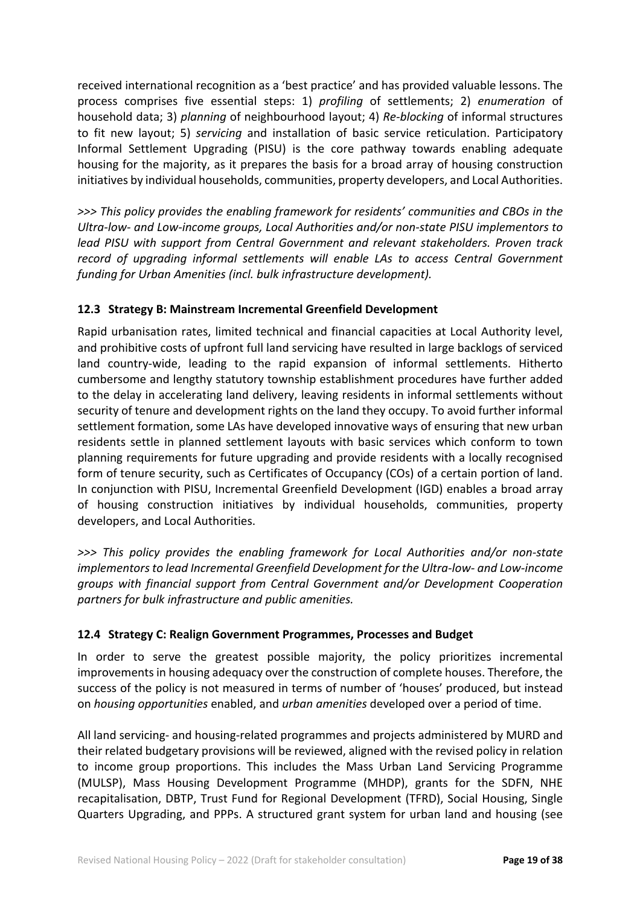received international recognition as a 'best practice' and has provided valuable lessons. The process comprises five essential steps: 1) *profiling* of settlements; 2) *enumeration* of household data; 3) *planning* of neighbourhood layout; 4) *Re-blocking* of informal structures to fit new layout; 5) *servicing* and installation of basic service reticulation. Participatory Informal Settlement Upgrading (PISU) is the core pathway towards enabling adequate housing for the majority, as it prepares the basis for a broad array of housing construction initiatives by individual households, communities, property developers, and Local Authorities.

*>>> This policy provides the enabling framework for residents' communities and CBOs in the Ultra-low- and Low-income groups, Local Authorities and/or non-state PISU implementors to lead PISU with support from Central Government and relevant stakeholders. Proven track record of upgrading informal settlements will enable LAs to access Central Government funding for Urban Amenities (incl. bulk infrastructure development).*

### 12.3 Strategy B: Mainstream Incremental Greenfield Development

Rapid urbanisation rates, limited technical and financial capacities at Local Authority level, and prohibitive costs of upfront full land servicing have resulted in large backlogs of serviced land country-wide, leading to the rapid expansion of informal settlements. Hitherto cumbersome and lengthy statutory township establishment procedures have further added to the delay in accelerating land delivery, leaving residents in informal settlements without security of tenure and development rights on the land they occupy. To avoid further informal settlement formation, some LAs have developed innovative ways of ensuring that new urban residents settle in planned settlement layouts with basic services which conform to town planning requirements for future upgrading and provide residents with a locally recognised form of tenure security, such as Certificates of Occupancy (COs) of a certain portion of land. In conjunction with PISU, Incremental Greenfield Development (IGD) enables a broad array of housing construction initiatives by individual households, communities, property developers, and Local Authorities.

*>>> This policy provides the enabling framework for Local Authorities and/or non-state implementors to lead Incremental Greenfield Development for the Ultra-low- and Low-income groups with financial support from Central Government and/or Development Cooperation partners for bulk infrastructure and public amenities.*

### 12.4 Strategy C: Realign Government Programmes, Processes and Budget

In order to serve the greatest possible majority, the policy prioritizes incremental improvements in housing adequacy over the construction of complete houses. Therefore, the success of the policy is not measured in terms of number of 'houses' produced, but instead on *housing opportunities* enabled, and *urban amenities* developed over a period of time.

All land servicing- and housing-related programmes and projects administered by MURD and their related budgetary provisions will be reviewed, aligned with the revised policy in relation to income group proportions. This includes the Mass Urban Land Servicing Programme (MULSP), Mass Housing Development Programme (MHDP), grants for the SDFN, NHE recapitalisation, DBTP, Trust Fund for Regional Development (TFRD), Social Housing, Single Quarters Upgrading, and PPPs. A structured grant system for urban land and housing (see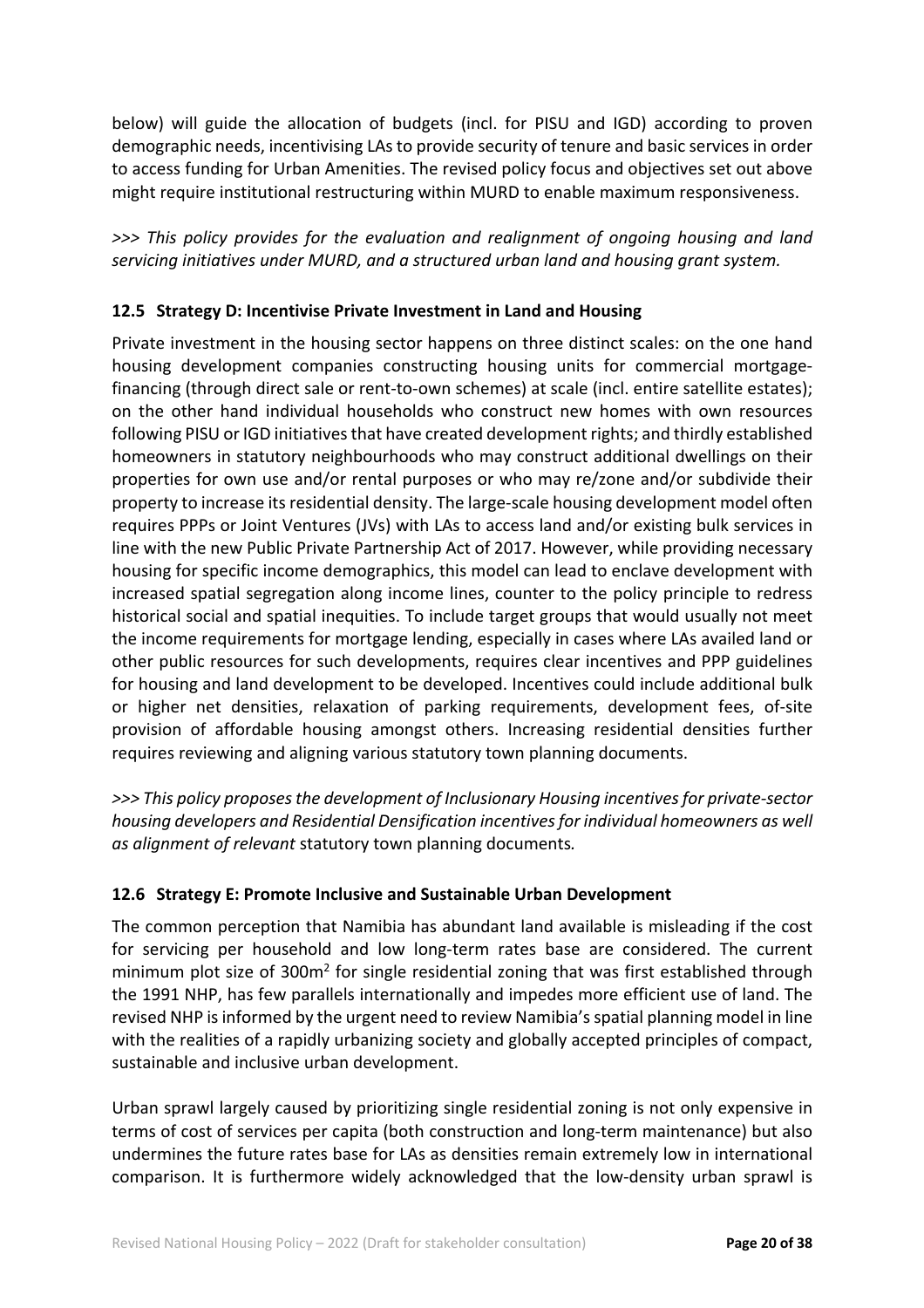below) will guide the allocation of budgets (incl. for PISU and IGD) according to proven demographic needs, incentivising LAs to provide security of tenure and basic services in order to access funding for Urban Amenities. The revised policy focus and objectives set out above might require institutional restructuring within MURD to enable maximum responsiveness.

*>>> This policy provides for the evaluation and realignment of ongoing housing and land servicing initiatives under MURD, and a structured urban land and housing grant system.*

### 12.5 Strategy D: Incentivise Private Investment in Land and Housing

Private investment in the housing sector happens on three distinct scales: on the one hand housing development companies constructing housing units for commercial mortgage-financing (through direct sale or rent-to-own schemes) at scale (incl. entire satellite estates); on the other hand individual households who construct new homes with own resources following PISU or IGD initiatives that have created development rights; and thirdly established homeowners in statutory neighbourhoods who may construct additional dwellings on their properties for own use and/or rental purposes or who may re/zone and/or subdivide their property to increase its residential density. The large-scale housing development model often requires PPPs or Joint Ventures (JVs) with LAs to access land and/or existing bulk services in line with the new Public Private Partnership Act of 2017. However, while providing necessary housing for specific income demographics, this model can lead to enclave development with increased spatial segregation along income lines, counter to the policy principle to redress historical social and spatial inequities. To include target groups that would usually not meet the income requirements for mortgage lending, especially in cases where LAs availed land or other public resources for such developments, requires clear incentives and PPP guidelines for housing and land development to be developed. Incentives could include additional bulk or higher net densities, relaxation of parking requirements, development fees, of-site provision of affordable housing amongst others. Increasing residential densities further requires reviewing and aligning various statutory town planning documents.

*>>> This policy proposes the development of Inclusionary Housing incentives for private-sector housing developers and Residential Densification incentives for individual homeowners as well as alignment of relevant* statutory town planning documents*.*

### 12.6 Strategy E: Promote Inclusive and Sustainable Urban Development

The common perception that Namibia has abundant land available is misleading if the cost for servicing per household and low long-term rates base are considered. The current minimum plot size of 300m$^2$ for single residential zoning that was first established through the 1991 NHP, has few parallels internationally and impedes more efficient use of land. The revised NHP is informed by the urgent need to review Namibia's spatial planning model in line with the realities of a rapidly urbanizing society and globally accepted principles of compact, sustainable and inclusive urban development.

Urban sprawl largely caused by prioritizing single residential zoning is not only expensive in terms of cost of services per capita (both construction and long-term maintenance) but also undermines the future rates base for LAs as densities remain extremely low in international comparison. It is furthermore widely acknowledged that the low-density urban sprawl is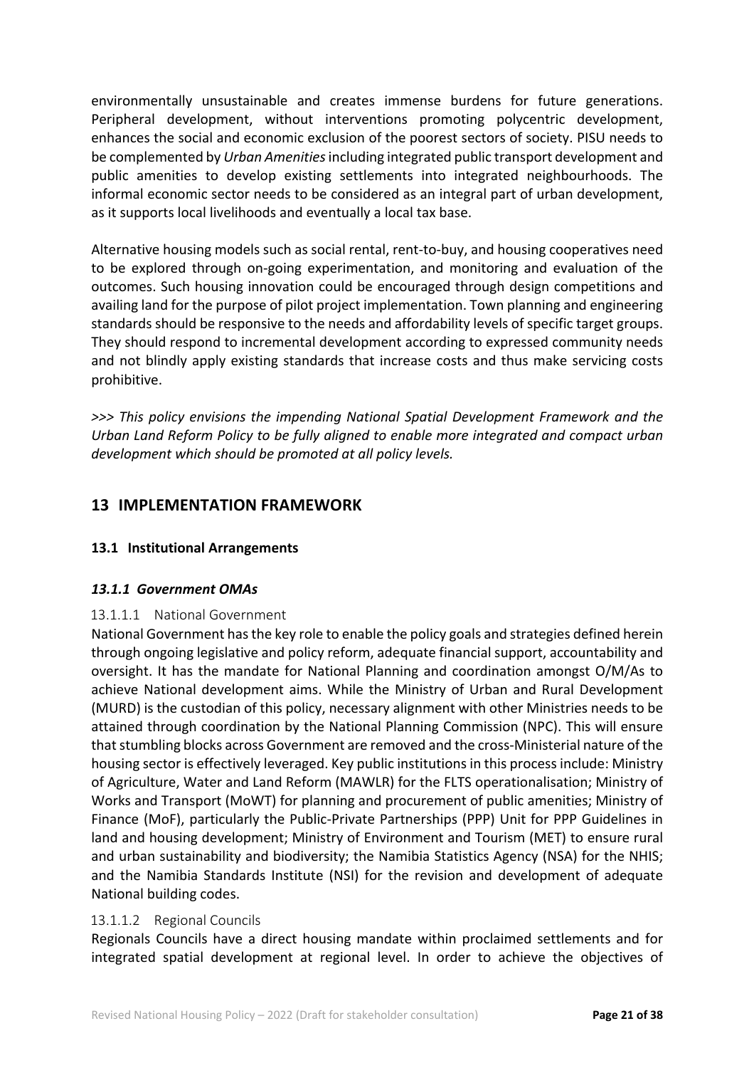environmentally unsustainable and creates immense burdens for future generations. Peripheral development, without interventions promoting polycentric development, enhances the social and economic exclusion of the poorest sectors of society. PISU needs to be complemented by *Urban Amenities* including integrated public transport development and public amenities to develop existing settlements into integrated neighbourhoods. The informal economic sector needs to be considered as an integral part of urban development, as it supports local livelihoods and eventually a local tax base.

Alternative housing models such as social rental, rent-to-buy, and housing cooperatives need to be explored through on-going experimentation, and monitoring and evaluation of the outcomes. Such housing innovation could be encouraged through design competitions and availing land for the purpose of pilot project implementation. Town planning and engineering standards should be responsive to the needs and affordability levels of specific target groups. They should respond to incremental development according to expressed community needs and not blindly apply existing standards that increase costs and thus make servicing costs prohibitive.

*>>> This policy envisions the impending National Spatial Development Framework and the Urban Land Reform Policy to be fully aligned to enable more integrated and compact urban development which should be promoted at all policy levels.*

# 13 IMPLEMENTATION FRAMEWORK

## 13.1 Institutional Arrangements

### *13.1.1 Government OMAs*

#### 13.1.1.1 National Government

National Government has the key role to enable the policy goals and strategies defined herein through ongoing legislative and policy reform, adequate financial support, accountability and oversight. It has the mandate for National Planning and coordination amongst O/M/As to achieve National development aims. While the Ministry of Urban and Rural Development (MURD) is the custodian of this policy, necessary alignment with other Ministries needs to be attained through coordination by the National Planning Commission (NPC). This will ensure that stumbling blocks across Government are removed and the cross-Ministerial nature of the housing sector is effectively leveraged. Key public institutions in this process include: Ministry of Agriculture, Water and Land Reform (MAWLR) for the FLTS operationalisation; Ministry of Works and Transport (MoWT) for planning and procurement of public amenities; Ministry of Finance (MoF), particularly the Public-Private Partnerships (PPP) Unit for PPP Guidelines in land and housing development; Ministry of Environment and Tourism (MET) to ensure rural and urban sustainability and biodiversity; the Namibia Statistics Agency (NSA) for the NHIS; and the Namibia Standards Institute (NSI) for the revision and development of adequate National building codes.

#### 13.1.1.2 Regional Councils

Regionals Councils have a direct housing mandate within proclaimed settlements and for integrated spatial development at regional level. In order to achieve the objectives of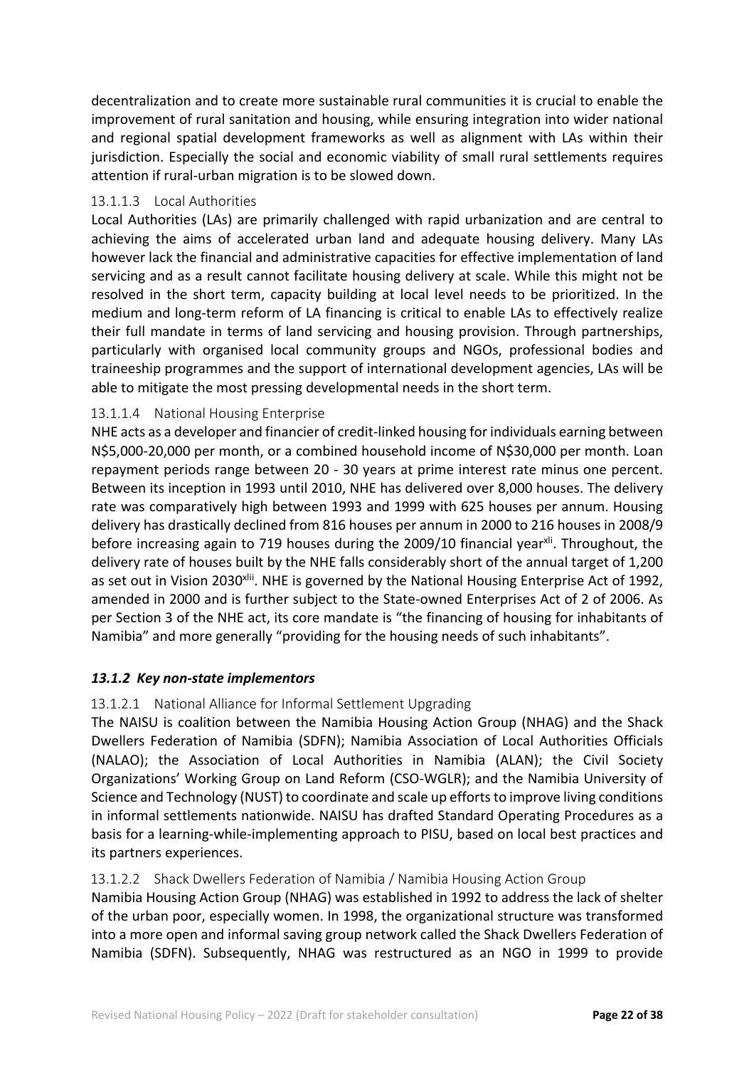decentralization and to create more sustainable rural communities it is crucial to enable the improvement of rural sanitation and housing, while ensuring integration into wider national and regional spatial development frameworks as well as alignment with LAs within their jurisdiction. Especially the social and economic viability of small rural settlements requires attention if rural-urban migration is to be slowed down.

#### 13.1.1.3 Local Authorities

Local Authorities (LAs) are primarily challenged with rapid urbanization and are central to achieving the aims of accelerated urban land and adequate housing delivery. Many LAs however lack the financial and administrative capacities for effective implementation of land servicing and as a result cannot facilitate housing delivery at scale. While this might not be resolved in the short term, capacity building at local level needs to be prioritized. In the medium and long-term reform of LA financing is critical to enable LAs to effectively realize their full mandate in terms of land servicing and housing provision. Through partnerships, particularly with organised local community groups and NGOs, professional bodies and traineeship programmes and the support of international development agencies, LAs will be able to mitigate the most pressing developmental needs in the short term.

#### 13.1.1.4 National Housing Enterprise

NHE acts as a developer and financier of credit-linked housing for individuals earning between N$5,000-20,000 per month, or a combined household income of N$30,000 per month. Loan repayment periods range between 20 - 30 years at prime interest rate minus one percent. Between its inception in 1993 until 2010, NHE has delivered over 8,000 houses. The delivery rate was comparatively high between 1993 and 1999 with 625 houses per annum. Housing delivery has drastically declined from 816 houses per annum in 2000 to 216 houses in 2008/9 before increasing again to 719 houses during the 2009/10 financial year[xli]. Throughout, the delivery rate of houses built by the NHE falls considerably short of the annual target of 1,200 as set out in Vision 2030[xlii]. NHE is governed by the National Housing Enterprise Act of 1992, amended in 2000 and is further subject to the State-owned Enterprises Act of 2 of 2006. As per Section 3 of the NHE act, its core mandate is "the financing of housing for inhabitants of Namibia" and more generally "providing for the housing needs of such inhabitants".

### *13.1.2 Key non-state implementors*

#### 13.1.2.1 National Alliance for Informal Settlement Upgrading

The NAISU is coalition between the Namibia Housing Action Group (NHAG) and the Shack Dwellers Federation of Namibia (SDFN); Namibia Association of Local Authorities Officials (NALAO); the Association of Local Authorities in Namibia (ALAN); the Civil Society Organizations' Working Group on Land Reform (CSO-WGLR); and the Namibia University of Science and Technology (NUST) to coordinate and scale up efforts to improve living conditions in informal settlements nationwide. NAISU has drafted Standard Operating Procedures as a basis for a learning-while-implementing approach to PISU, based on local best practices and its partners experiences.

#### 13.1.2.2 Shack Dwellers Federation of Namibia / Namibia Housing Action Group

Namibia Housing Action Group (NHAG) was established in 1992 to address the lack of shelter of the urban poor, especially women. In 1998, the organizational structure was transformed into a more open and informal saving group network called the Shack Dwellers Federation of Namibia (SDFN). Subsequently, NHAG was restructured as an NGO in 1999 to provide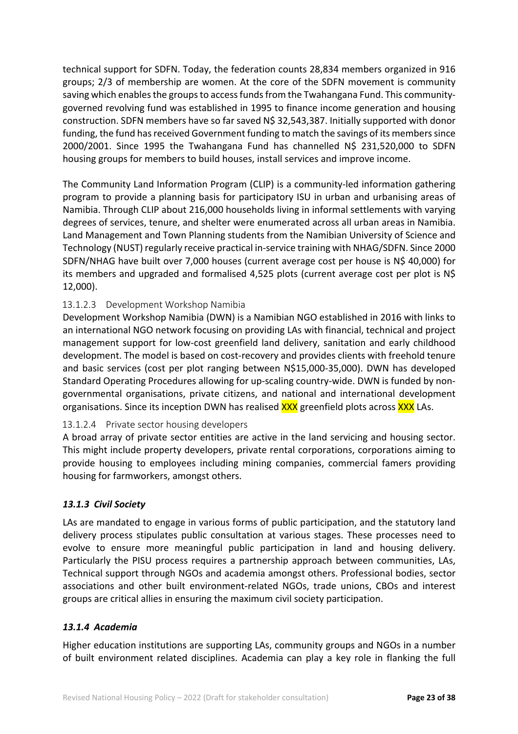technical support for SDFN. Today, the federation counts 28,834 members organized in 916 groups; 2/3 of membership are women. At the core of the SDFN movement is community saving which enables the groups to access funds from the Twahangana Fund. This community-governed revolving fund was established in 1995 to finance income generation and housing construction. SDFN members have so far saved N$ 32,543,387. Initially supported with donor funding, the fund has received Government funding to match the savings of its members since 2000/2001. Since 1995 the Twahangana Fund has channelled N$ 231,520,000 to SDFN housing groups for members to build houses, install services and improve income.

The Community Land Information Program (CLIP) is a community-led information gathering program to provide a planning basis for participatory ISU in urban and urbanising areas of Namibia. Through CLIP about 216,000 households living in informal settlements with varying degrees of services, tenure, and shelter were enumerated across all urban areas in Namibia. Land Management and Town Planning students from the Namibian University of Science and Technology (NUST) regularly receive practical in-service training with NHAG/SDFN. Since 2000 SDFN/NHAG have built over 7,000 houses (current average cost per house is N$ 40,000) for its members and upgraded and formalised 4,525 plots (current average cost per plot is N$ 12,000).

#### 13.1.2.3 Development Workshop Namibia

Development Workshop Namibia (DWN) is a Namibian NGO established in 2016 with links to an international NGO network focusing on providing LAs with financial, technical and project management support for low-cost greenfield land delivery, sanitation and early childhood development. The model is based on cost-recovery and provides clients with freehold tenure and basic services (cost per plot ranging between N$15,000-35,000). DWN has developed Standard Operating Procedures allowing for up-scaling country-wide. DWN is funded by non-governmental organisations, private citizens, and national and international development organisations. Since its inception DWN has realised XXX greenfield plots across XXX LAs.

#### 13.1.2.4 Private sector housing developers

A broad array of private sector entities are active in the land servicing and housing sector. This might include property developers, private rental corporations, corporations aiming to provide housing to employees including mining companies, commercial famers providing housing for farmworkers, amongst others.

### *13.1.3 Civil Society*

LAs are mandated to engage in various forms of public participation, and the statutory land delivery process stipulates public consultation at various stages. These processes need to evolve to ensure more meaningful public participation in land and housing delivery. Particularly the PISU process requires a partnership approach between communities, LAs, Technical support through NGOs and academia amongst others. Professional bodies, sector associations and other built environment-related NGOs, trade unions, CBOs and interest groups are critical allies in ensuring the maximum civil society participation.

### *13.1.4 Academia*

Higher education institutions are supporting LAs, community groups and NGOs in a number of built environment related disciplines. Academia can play a key role in flanking the full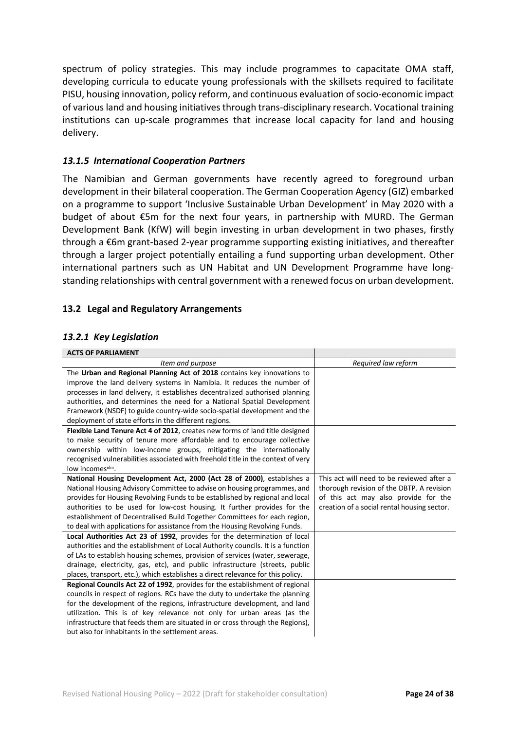spectrum of policy strategies. This may include programmes to capacitate OMA staff, developing curricula to educate young professionals with the skillsets required to facilitate PISU, housing innovation, policy reform, and continuous evaluation of socio-economic impact of various land and housing initiatives through trans-disciplinary research. Vocational training institutions can up-scale programmes that increase local capacity for land and housing delivery.

### *13.1.5 International Cooperation Partners*

The Namibian and German governments have recently agreed to foreground urban development in their bilateral cooperation. The German Cooperation Agency (GIZ) embarked on a programme to support 'Inclusive Sustainable Urban Development' in May 2020 with a budget of about €5m for the next four years, in partnership with MURD. The German Development Bank (KfW) will begin investing in urban development in two phases, firstly through a €6m grant-based 2-year programme supporting existing initiatives, and thereafter through a larger project potentially entailing a fund supporting urban development. Other international partners such as UN Habitat and UN Development Programme have long-standing relationships with central government with a renewed focus on urban development.

## 13.2 Legal and Regulatory Arrangements

### *13.2.1 Key Legislation*

| **ACTS OF PARLIAMENT** | |
|---|---|
| *Item and purpose* | *Required law reform* |
| The **Urban and Regional Planning Act of 2018** contains key innovations to improve the land delivery systems in Namibia. It reduces the number of processes in land delivery, it establishes decentralized authorised planning authorities, and determines the need for a National Spatial Development Framework (NSDF) to guide country-wide socio-spatial development and the deployment of state efforts in the different regions. | |
| **Flexible Land Tenure Act 4 of 2012**, creates new forms of land title designed to make security of tenure more affordable and to encourage collective ownership within low-income groups, mitigating the internationally recognised vulnerabilities associated with freehold title in the context of very low incomes[xliii]. | |
| **National Housing Development Act, 2000 (Act 28 of 2000)**, establishes a National Housing Advisory Committee to advise on housing programmes, and provides for Housing Revolving Funds to be established by regional and local authorities to be used for low-cost housing. It further provides for the establishment of Decentralised Build Together Committees for each region, to deal with applications for assistance from the Housing Revolving Funds. | This act will need to be reviewed after a thorough revision of the DBTP. A revision of this act may also provide for the creation of a social rental housing sector. |
| **Local Authorities Act 23 of 1992**, provides for the determination of local authorities and the establishment of Local Authority councils. It is a function of LAs to establish housing schemes, provision of services (water, sewerage, drainage, electricity, gas, etc), and public infrastructure (streets, public places, transport, etc.), which establishes a direct relevance for this policy. | |
| **Regional Councils Act 22 of 1992**, provides for the establishment of regional councils in respect of regions. RCs have the duty to undertake the planning for the development of the regions, infrastructure development, and land utilization. This is of key relevance not only for urban areas (as the infrastructure that feeds them are situated in or cross through the Regions), but also for inhabitants in the settlement areas. | |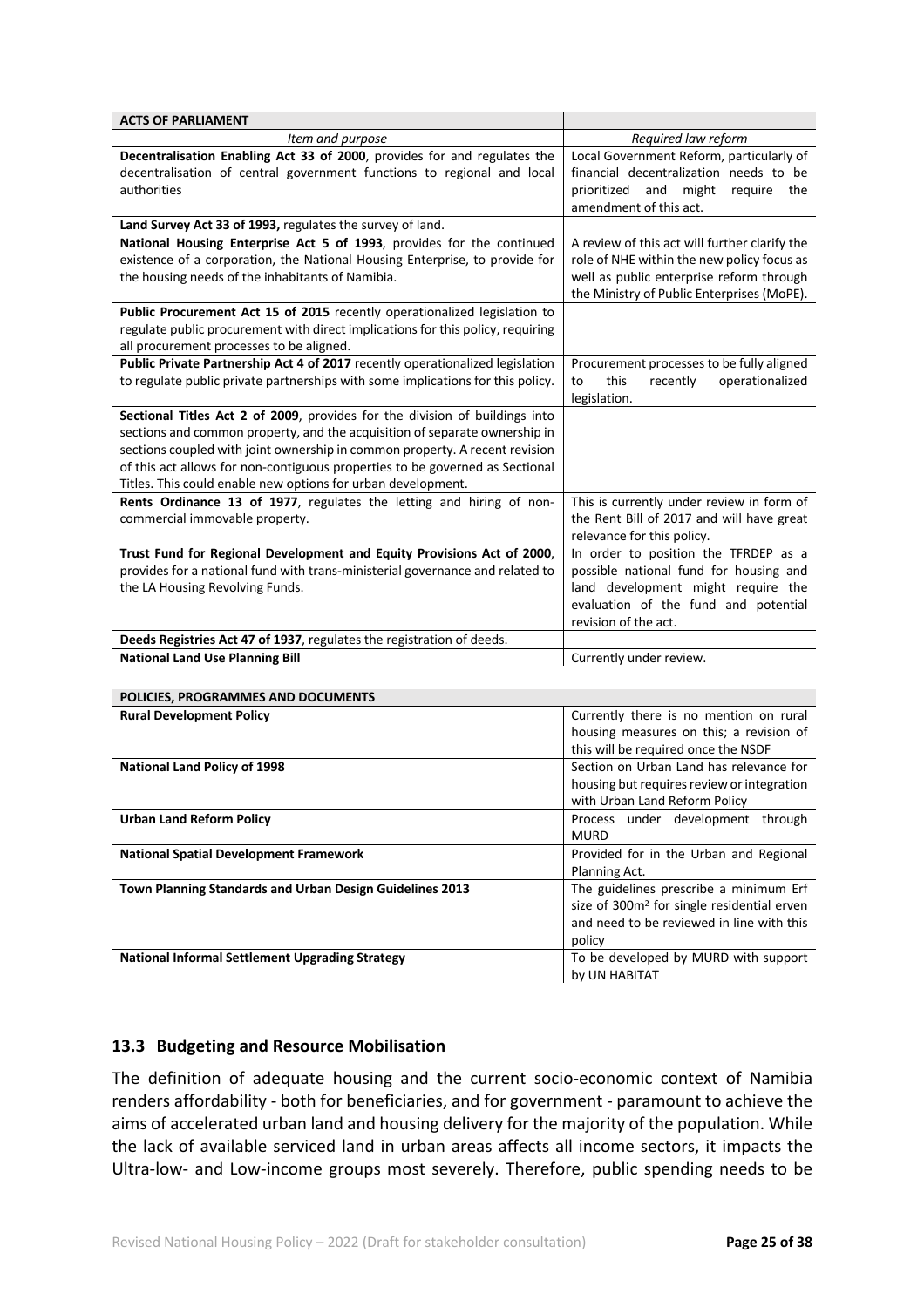| **ACTS OF PARLIAMENT** | |
|---|---|
| *Item and purpose* | *Required law reform* |
| **Decentralisation Enabling Act 33 of 2000**, provides for and regulates the decentralisation of central government functions to regional and local authorities | Local Government Reform, particularly of financial decentralization needs to be prioritized and might require the amendment of this act. |
| **Land Survey Act 33 of 1993,** regulates the survey of land. | |
| **National Housing Enterprise Act 5 of 1993**, provides for the continued existence of a corporation, the National Housing Enterprise, to provide for the housing needs of the inhabitants of Namibia. | A review of this act will further clarify the role of NHE within the new policy focus as well as public enterprise reform through the Ministry of Public Enterprises (MoPE). |
| **Public Procurement Act 15 of 2015** recently operationalized legislation to regulate public procurement with direct implications for this policy, requiring all procurement processes to be aligned. | |
| **Public Private Partnership Act 4 of 2017** recently operationalized legislation to regulate public private partnerships with some implications for this policy. | Procurement processes to be fully aligned to this recently operationalized legislation. |
| **Sectional Titles Act 2 of 2009**, provides for the division of buildings into sections and common property, and the acquisition of separate ownership in sections coupled with joint ownership in common property. A recent revision of this act allows for non-contiguous properties to be governed as Sectional Titles. This could enable new options for urban development. | |
| **Rents Ordinance 13 of 1977**, regulates the letting and hiring of non-commercial immovable property. | This is currently under review in form of the Rent Bill of 2017 and will have great relevance for this policy. |
| **Trust Fund for Regional Development and Equity Provisions Act of 2000**, provides for a national fund with trans-ministerial governance and related to the LA Housing Revolving Funds. | In order to position the TFRDEP as a possible national fund for housing and land development might require the evaluation of the fund and potential revision of the act. |
| **Deeds Registries Act 47 of 1937**, regulates the registration of deeds. | |
| **National Land Use Planning Bill** | Currently under review. |

| **POLICIES, PROGRAMMES AND DOCUMENTS** | |
|---|---|
| **Rural Development Policy** | Currently there is no mention on rural housing measures on this; a revision of this will be required once the NSDF |
| **National Land Policy of 1998** | Section on Urban Land has relevance for housing but requires review or integration with Urban Land Reform Policy |
| **Urban Land Reform Policy** | Process under development through MURD |
| **National Spatial Development Framework** | Provided for in the Urban and Regional Planning Act. |
| **Town Planning Standards and Urban Design Guidelines 2013** | The guidelines prescribe a minimum Erf size of 300m² for single residential erven and need to be reviewed in line with this policy |
| **National Informal Settlement Upgrading Strategy** | To be developed by MURD with support by UN HABITAT |

### 13.3 Budgeting and Resource Mobilisation

The definition of adequate housing and the current socio-economic context of Namibia renders affordability - both for beneficiaries, and for government - paramount to achieve the aims of accelerated urban land and housing delivery for the majority of the population. While the lack of available serviced land in urban areas affects all income sectors, it impacts the Ultra-low- and Low-income groups most severely. Therefore, public spending needs to be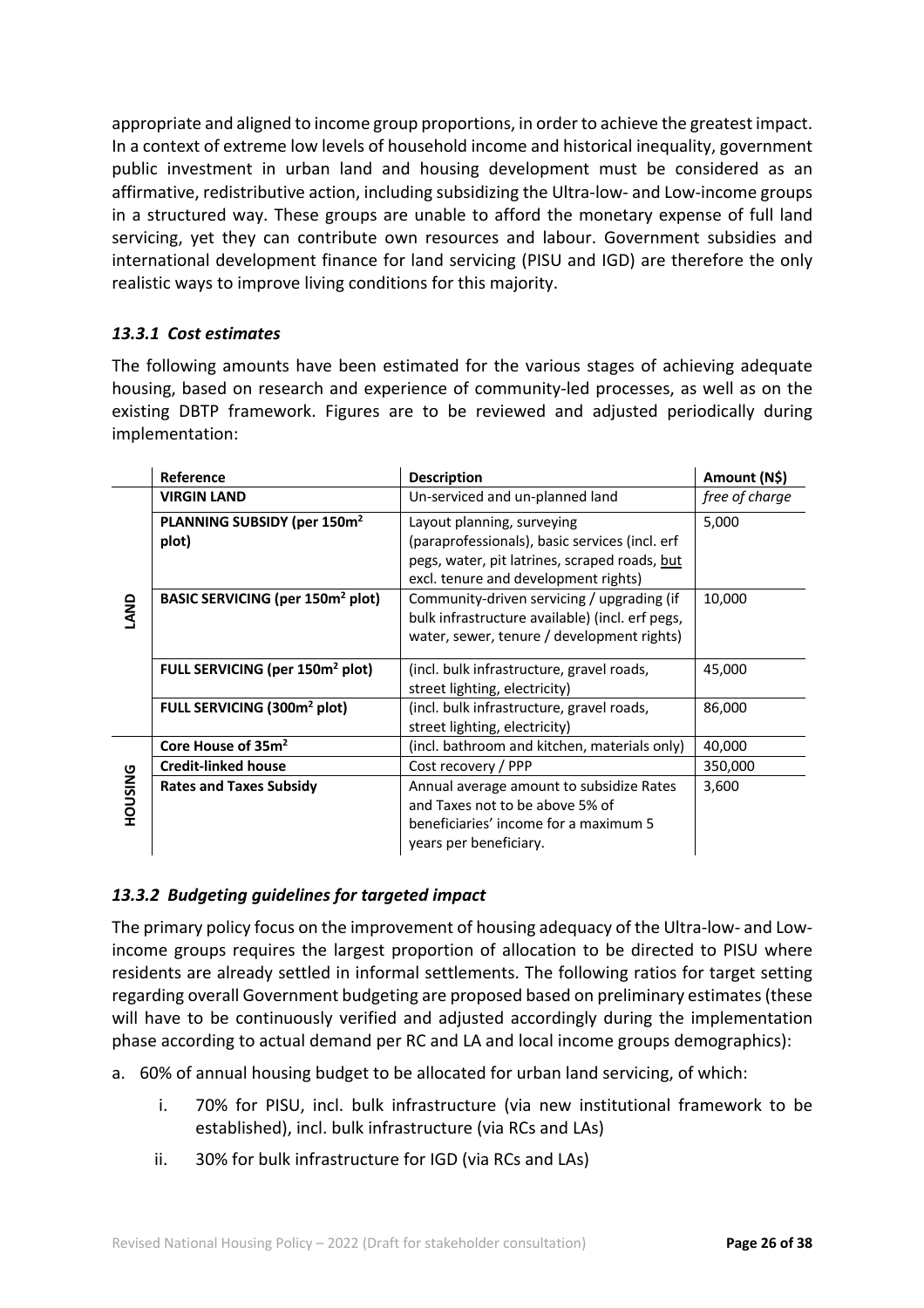appropriate and aligned to income group proportions, in order to achieve the greatest impact. In a context of extreme low levels of household income and historical inequality, government public investment in urban land and housing development must be considered as an affirmative, redistributive action, including subsidizing the Ultra-low- and Low-income groups in a structured way. These groups are unable to afford the monetary expense of full land servicing, yet they can contribute own resources and labour. Government subsidies and international development finance for land servicing (PISU and IGD) are therefore the only realistic ways to improve living conditions for this majority.

### *13.3.1 Cost estimates*

The following amounts have been estimated for the various stages of achieving adequate housing, based on research and experience of community-led processes, as well as on the existing DBTP framework. Figures are to be reviewed and adjusted periodically during implementation:

| | Reference | Description | Amount (N$) |
|---|---|---|---|
| LAND | **VIRGIN LAND** | Un-serviced and un-planned land | *free of charge* |
| | **PLANNING SUBSIDY (per 150m² plot)** | Layout planning, surveying (paraprofessionals), basic services (incl. erf pegs, water, pit latrines, scraped roads, but excl. tenure and development rights) | 5,000 |
| | **BASIC SERVICING (per 150m² plot)** | Community-driven servicing / upgrading (if bulk infrastructure available) (incl. erf pegs, water, sewer, tenure / development rights) | 10,000 |
| | **FULL SERVICING (per 150m² plot)** | (incl. bulk infrastructure, gravel roads, street lighting, electricity) | 45,000 |
| | **FULL SERVICING (300m² plot)** | (incl. bulk infrastructure, gravel roads, street lighting, electricity) | 86,000 |
| HOUSING | **Core House of 35m²** | (incl. bathroom and kitchen, materials only) | 40,000 |
| | **Credit-linked house** | Cost recovery / PPP | 350,000 |
| | **Rates and Taxes Subsidy** | Annual average amount to subsidize Rates and Taxes not to be above 5% of beneficiaries' income for a maximum 5 years per beneficiary. | 3,600 |

### *13.3.2 Budgeting guidelines for targeted impact*

The primary policy focus on the improvement of housing adequacy of the Ultra-low- and Low-income groups requires the largest proportion of allocation to be directed to PISU where residents are already settled in informal settlements. The following ratios for target setting regarding overall Government budgeting are proposed based on preliminary estimates (these will have to be continuously verified and adjusted accordingly during the implementation phase according to actual demand per RC and LA and local income groups demographics):

a. 60% of annual housing budget to be allocated for urban land servicing, of which:

   i. 70% for PISU, incl. bulk infrastructure (via new institutional framework to be established), incl. bulk infrastructure (via RCs and LAs)

   ii. 30% for bulk infrastructure for IGD (via RCs and LAs)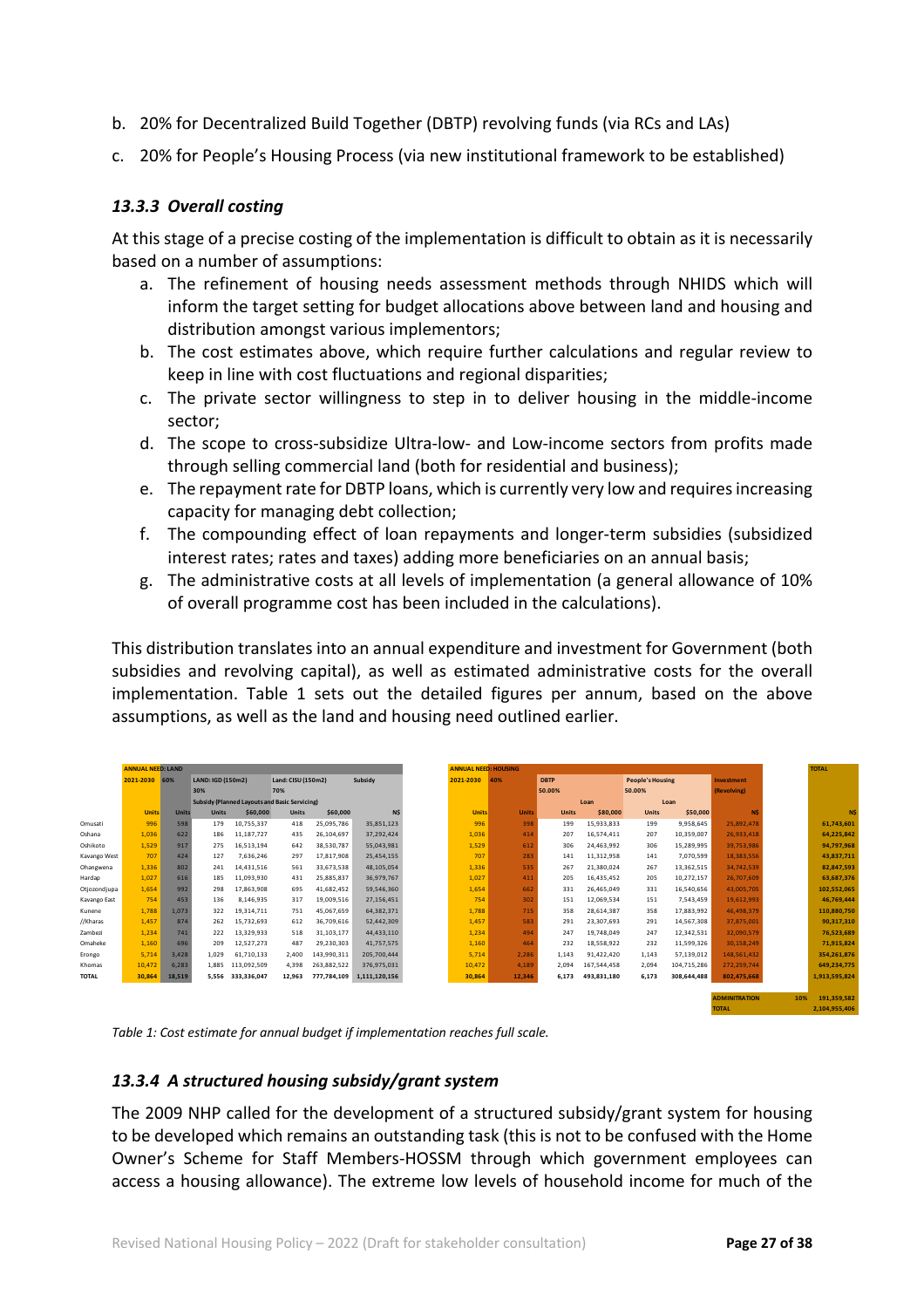b. 20% for Decentralized Build Together (DBTP) revolving funds (via RCs and LAs)

c. 20% for People's Housing Process (via new institutional framework to be established)

### *13.3.3 Overall costing*

At this stage of a precise costing of the implementation is difficult to obtain as it is necessarily based on a number of assumptions:

a. The refinement of housing needs assessment methods through NHIDS which will inform the target setting for budget allocations above between land and housing and distribution amongst various implementors;

b. The cost estimates above, which require further calculations and regular review to keep in line with cost fluctuations and regional disparities;

c. The private sector willingness to step in to deliver housing in the middle-income sector;

d. The scope to cross-subsidize Ultra-low- and Low-income sectors from profits made through selling commercial land (both for residential and business);

e. The repayment rate for DBTP loans, which is currently very low and requires increasing capacity for managing debt collection;

f. The compounding effect of loan repayments and longer-term subsidies (subsidized interest rates; rates and taxes) adding more beneficiaries on an annual basis;

g. The administrative costs at all levels of implementation (a general allowance of 10% of overall programme cost has been included in the calculations).

This distribution translates into an annual expenditure and investment for Government (both subsidies and revolving capital), as well as estimated administrative costs for the overall implementation. Table 1 sets out the detailed figures per annum, based on the above assumptions, as well as the land and housing need outlined earlier.

| | ANNUAL NEED: LAND | | | | | | | ANNUAL NEED: HOUSING | | | | | | | TOTAL |
|---|---|---|---|---|---|---|---|---|---|---|---|---|---|---|---|
| | 2021-2030 | 60% | LAND: IGD (150m2) | | Land: CISU (150m2) | | Subsidy | 2021-2030 | 40% | DBTP | | People's Housing | | Investment | |
| | | | 30% | | 70% | | | | | 50.00% | | 50.00% | | (Revolving) | |
| | | | Subsidy (Planned Layouts and Basic Servicing) | | | | | | | Loan | | Loan | | | |
| | Units | Units | Units | $60,000 | Units | $60,000 | N$ | Units | Units | Units | $80,000 | Units | $50,000 | N$ | N$ |
| Omusati | 996 | 598 | 179 | 10,755,337 | 418 | 25,095,786 | 35,851,123 | 996 | 398 | 199 | 15,933,833 | 199 | 9,958,645 | 25,892,478 | 61,743,601 |
| Oshana | 1,036 | 622 | 186 | 11,187,727 | 435 | 26,104,697 | 37,292,424 | 1,036 | 414 | 207 | 16,574,411 | 207 | 10,359,007 | 26,933,418 | 64,225,842 |
| Oshikoto | 1,529 | 917 | 275 | 16,513,194 | 642 | 38,530,787 | 55,043,981 | 1,529 | 612 | 306 | 24,463,992 | 306 | 15,289,995 | 39,753,986 | 94,797,968 |
| Kavango West | 707 | 424 | 127 | 7,636,246 | 297 | 17,817,908 | 25,454,155 | 707 | 283 | 141 | 11,312,958 | 141 | 7,070,599 | 18,383,556 | 43,837,711 |
| Ohangwena | 1,336 | 802 | 241 | 14,431,516 | 561 | 33,673,538 | 48,105,054 | 1,336 | 535 | 267 | 21,380,024 | 267 | 13,362,515 | 34,742,539 | 82,847,593 |
| Hardap | 1,027 | 616 | 185 | 11,093,930 | 431 | 25,885,837 | 36,979,767 | 1,027 | 411 | 205 | 16,435,452 | 205 | 10,272,157 | 26,707,609 | 63,687,376 |
| Otjozondjupa | 1,654 | 992 | 298 | 17,863,908 | 695 | 41,682,452 | 59,546,360 | 1,654 | 662 | 331 | 26,465,049 | 331 | 16,540,656 | 43,005,705 | 102,552,065 |
| Kavango East | 754 | 453 | 136 | 8,146,935 | 317 | 19,009,516 | 27,156,451 | 754 | 302 | 151 | 12,069,534 | 151 | 7,543,459 | 19,612,993 | 46,769,444 |
| Kunene | 1,788 | 1,073 | 322 | 19,314,711 | 751 | 45,067,659 | 64,382,371 | 1,788 | 715 | 358 | 28,614,387 | 358 | 17,883,992 | 46,498,379 | 110,880,750 |
| //Kharas | 1,457 | 874 | 262 | 15,732,693 | 612 | 36,709,616 | 52,442,309 | 1,457 | 583 | 291 | 23,307,693 | 291 | 14,567,308 | 37,875,001 | 90,317,310 |
| Zambezi | 1,234 | 741 | 222 | 13,329,933 | 518 | 31,103,177 | 44,433,110 | 1,234 | 494 | 247 | 19,748,049 | 247 | 12,342,531 | 32,090,579 | 76,523,689 |
| Omaheke | 1,160 | 696 | 209 | 12,527,273 | 487 | 29,230,303 | 41,757,575 | 1,160 | 464 | 232 | 18,558,922 | 232 | 11,599,326 | 30,158,249 | 71,915,824 |
| Erongo | 5,714 | 3,428 | 1,029 | 61,710,133 | 2,400 | 143,990,311 | 205,700,444 | 5,714 | 2,286 | 1,143 | 91,422,420 | 1,143 | 57,139,012 | 148,561,432 | 354,261,876 |
| Khomas | 10,472 | 6,283 | 1,885 | 113,092,509 | 4,398 | 263,882,522 | 376,975,031 | 10,472 | 4,189 | 2,094 | 167,544,458 | 2,094 | 104,715,286 | 272,259,744 | 649,234,775 |
| TOTAL | 30,864 | 18,519 | 5,556 | 333,336,047 | 12,963 | 777,784,109 | 1,111,120,156 | 30,864 | 12,346 | 6,173 | 493,831,180 | 6,173 | 308,644,488 | 802,475,668 | 1,913,595,824 |
| | | | | | | | | | | | | | | ADMINITRATION 10% | 191,359,582 |
| | | | | | | | | | | | | | | TOTAL | 2,104,955,406 |

*Table 1: Cost estimate for annual budget if implementation reaches full scale.*

### *13.3.4 A structured housing subsidy/grant system*

The 2009 NHP called for the development of a structured subsidy/grant system for housing to be developed which remains an outstanding task (this is not to be confused with the Home Owner's Scheme for Staff Members-HOSSM through which government employees can access a housing allowance). The extreme low levels of household income for much of the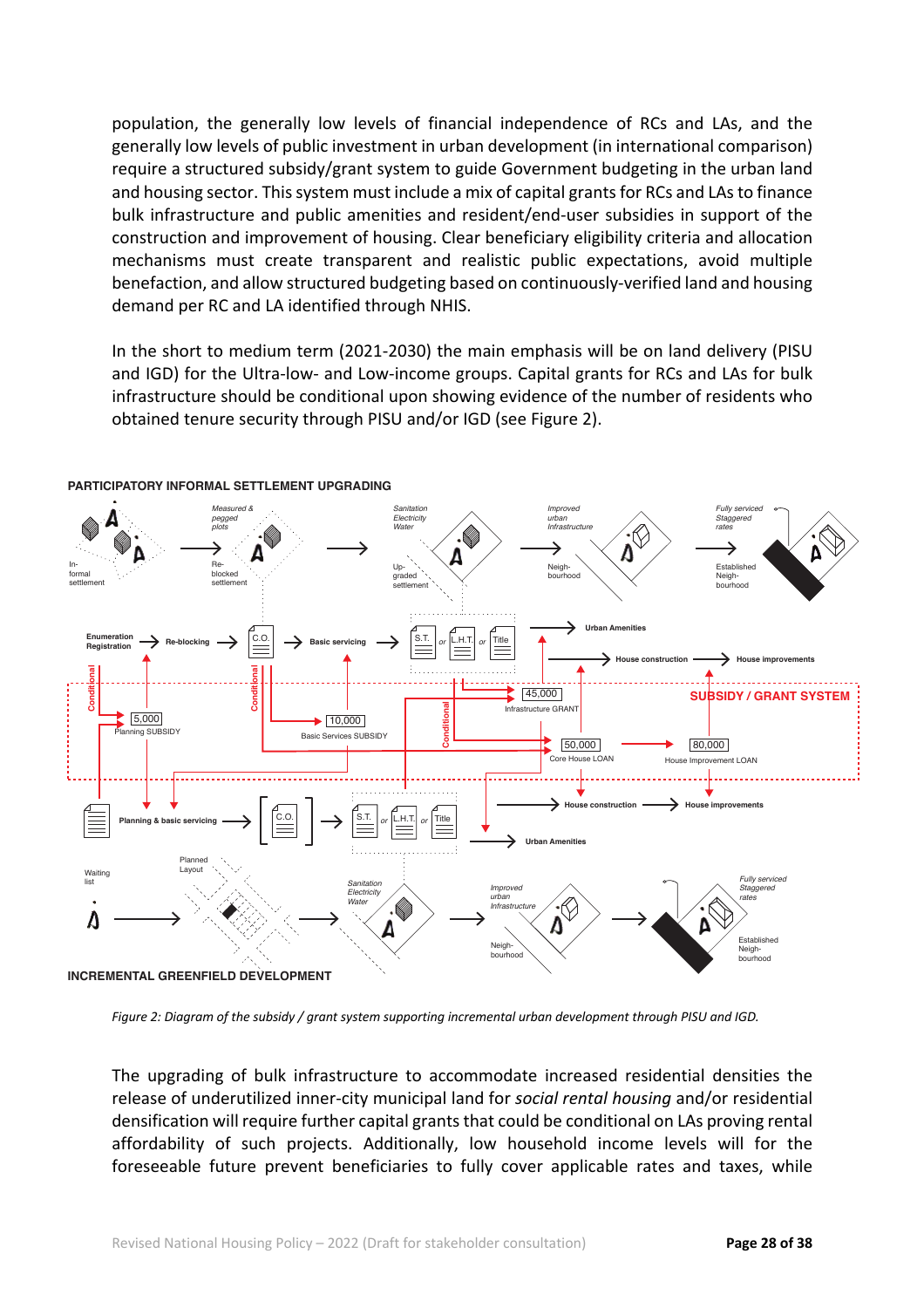population, the generally low levels of financial independence of RCs and LAs, and the generally low levels of public investment in urban development (in international comparison) require a structured subsidy/grant system to guide Government budgeting in the urban land and housing sector. This system must include a mix of capital grants for RCs and LAs to finance bulk infrastructure and public amenities and resident/end-user subsidies in support of the construction and improvement of housing. Clear beneficiary eligibility criteria and allocation mechanisms must create transparent and realistic public expectations, avoid multiple benefaction, and allow structured budgeting based on continuously-verified land and housing demand per RC and LA identified through NHIS.

In the short to medium term (2021-2030) the main emphasis will be on land delivery (PISU and IGD) for the Ultra-low- and Low-income groups. Capital grants for RCs and LAs for bulk infrastructure should be conditional upon showing evidence of the number of residents who obtained tenure security through PISU and/or IGD (see Figure 2).

PARTICIPATORY INFORMAL SETTLEMENT UPGRADING

Informal settlement → Measured & pegged plots / Re-blocked settlement → Sanitation, Electricity, Water / Up-graded settlement → Improved urban Infrastructure / Neigh-bourhood → Fully serviced, Staggered rates / Established Neigh-bourhood

Enumeration Registration → Re-blocking → C.O. → Basic servicing → S.T. or L.H.T. or Title → Urban Amenities; House construction → House improvements

SUBSIDY / GRANT SYSTEM

- 5,000 Planning SUBSIDY (Conditional)
- 10,000 Basic Services SUBSIDY (Conditional)
- 45,000 Infrastructure GRANT (Conditional)
- 50,000 Core House LOAN
- 80,000 House Improvement LOAN

Planning & basic servicing → C.O. → S.T. or L.H.T. or Title → House construction → House improvements; Urban Amenities

Waiting list → Planned Layout → Sanitation, Electricity, Water → Improved urban Infrastructure / Neigh-bourhood → Fully serviced, Staggered rates / Established Neigh-bourhood

INCREMENTAL GREENFIELD DEVELOPMENT

*Figure 2: Diagram of the subsidy / grant system supporting incremental urban development through PISU and IGD.*

The upgrading of bulk infrastructure to accommodate increased residential densities the release of underutilized inner-city municipal land for *social rental housing* and/or residential densification will require further capital grants that could be conditional on LAs proving rental affordability of such projects. Additionally, low household income levels will for the foreseeable future prevent beneficiaries to fully cover applicable rates and taxes, while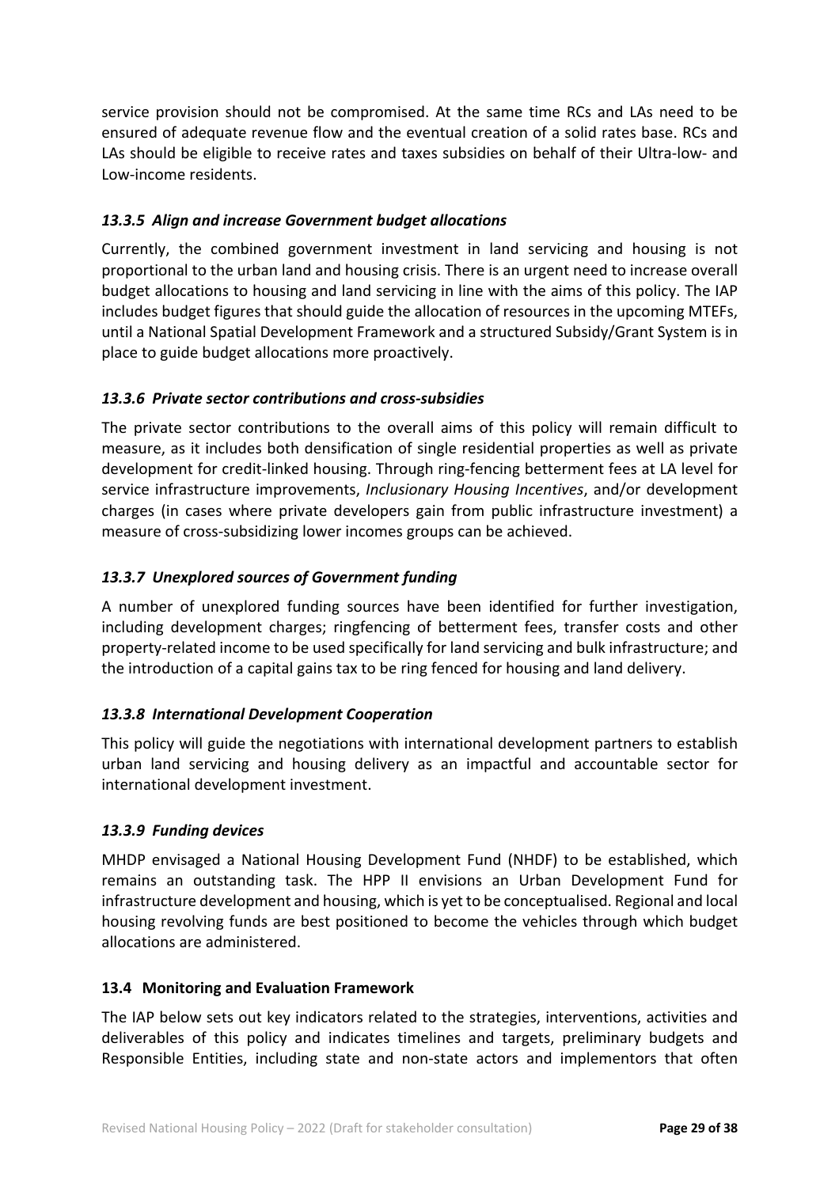service provision should not be compromised. At the same time RCs and LAs need to be ensured of adequate revenue flow and the eventual creation of a solid rates base. RCs and LAs should be eligible to receive rates and taxes subsidies on behalf of their Ultra-low- and Low-income residents.

#### *13.3.5 Align and increase Government budget allocations*

Currently, the combined government investment in land servicing and housing is not proportional to the urban land and housing crisis. There is an urgent need to increase overall budget allocations to housing and land servicing in line with the aims of this policy. The IAP includes budget figures that should guide the allocation of resources in the upcoming MTEFs, until a National Spatial Development Framework and a structured Subsidy/Grant System is in place to guide budget allocations more proactively.

#### *13.3.6 Private sector contributions and cross-subsidies*

The private sector contributions to the overall aims of this policy will remain difficult to measure, as it includes both densification of single residential properties as well as private development for credit-linked housing. Through ring-fencing betterment fees at LA level for service infrastructure improvements, *Inclusionary Housing Incentives*, and/or development charges (in cases where private developers gain from public infrastructure investment) a measure of cross-subsidizing lower incomes groups can be achieved.

#### *13.3.7 Unexplored sources of Government funding*

A number of unexplored funding sources have been identified for further investigation, including development charges; ringfencing of betterment fees, transfer costs and other property-related income to be used specifically for land servicing and bulk infrastructure; and the introduction of a capital gains tax to be ring fenced for housing and land delivery.

#### *13.3.8 International Development Cooperation*

This policy will guide the negotiations with international development partners to establish urban land servicing and housing delivery as an impactful and accountable sector for international development investment.

#### *13.3.9 Funding devices*

MHDP envisaged a National Housing Development Fund (NHDF) to be established, which remains an outstanding task. The HPP II envisions an Urban Development Fund for infrastructure development and housing, which is yet to be conceptualised. Regional and local housing revolving funds are best positioned to become the vehicles through which budget allocations are administered.

### 13.4 Monitoring and Evaluation Framework

The IAP below sets out key indicators related to the strategies, interventions, activities and deliverables of this policy and indicates timelines and targets, preliminary budgets and Responsible Entities, including state and non-state actors and implementors that often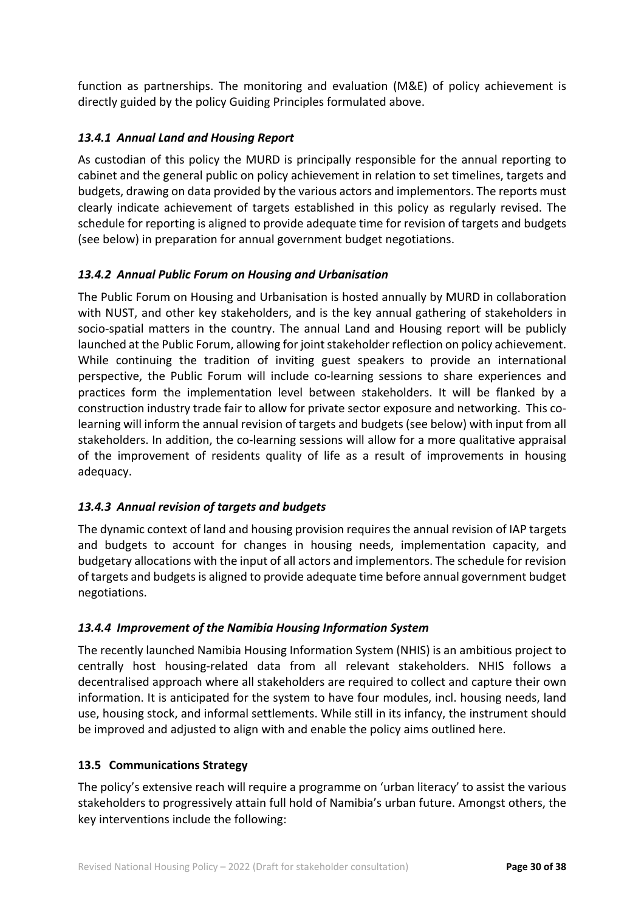function as partnerships. The monitoring and evaluation (M&E) of policy achievement is directly guided by the policy Guiding Principles formulated above.

### *13.4.1 Annual Land and Housing Report*

As custodian of this policy the MURD is principally responsible for the annual reporting to cabinet and the general public on policy achievement in relation to set timelines, targets and budgets, drawing on data provided by the various actors and implementors. The reports must clearly indicate achievement of targets established in this policy as regularly revised. The schedule for reporting is aligned to provide adequate time for revision of targets and budgets (see below) in preparation for annual government budget negotiations.

### *13.4.2 Annual Public Forum on Housing and Urbanisation*

The Public Forum on Housing and Urbanisation is hosted annually by MURD in collaboration with NUST, and other key stakeholders, and is the key annual gathering of stakeholders in socio-spatial matters in the country. The annual Land and Housing report will be publicly launched at the Public Forum, allowing for joint stakeholder reflection on policy achievement. While continuing the tradition of inviting guest speakers to provide an international perspective, the Public Forum will include co-learning sessions to share experiences and practices form the implementation level between stakeholders. It will be flanked by a construction industry trade fair to allow for private sector exposure and networking. This co-learning will inform the annual revision of targets and budgets (see below) with input from all stakeholders. In addition, the co-learning sessions will allow for a more qualitative appraisal of the improvement of residents quality of life as a result of improvements in housing adequacy.

### *13.4.3 Annual revision of targets and budgets*

The dynamic context of land and housing provision requires the annual revision of IAP targets and budgets to account for changes in housing needs, implementation capacity, and budgetary allocations with the input of all actors and implementors. The schedule for revision of targets and budgets is aligned to provide adequate time before annual government budget negotiations.

### *13.4.4 Improvement of the Namibia Housing Information System*

The recently launched Namibia Housing Information System (NHIS) is an ambitious project to centrally host housing-related data from all relevant stakeholders. NHIS follows a decentralised approach where all stakeholders are required to collect and capture their own information. It is anticipated for the system to have four modules, incl. housing needs, land use, housing stock, and informal settlements. While still in its infancy, the instrument should be improved and adjusted to align with and enable the policy aims outlined here.

## 13.5 Communications Strategy

The policy's extensive reach will require a programme on 'urban literacy' to assist the various stakeholders to progressively attain full hold of Namibia's urban future. Amongst others, the key interventions include the following: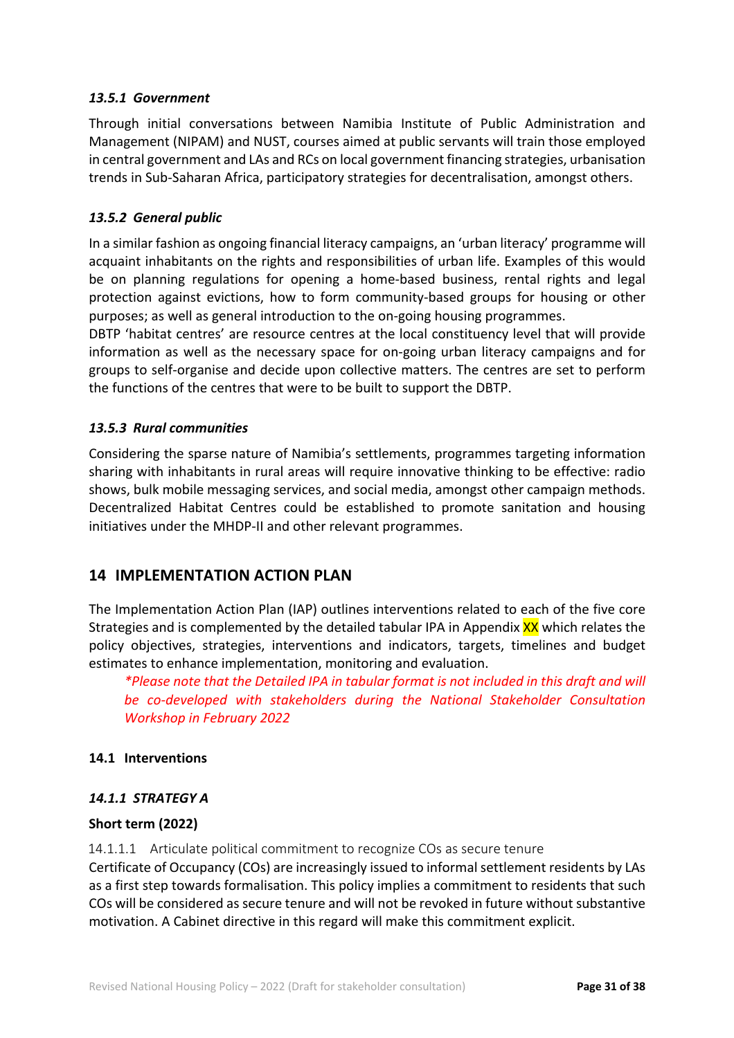#### *13.5.1 Government*

Through initial conversations between Namibia Institute of Public Administration and Management (NIPAM) and NUST, courses aimed at public servants will train those employed in central government and LAs and RCs on local government financing strategies, urbanisation trends in Sub-Saharan Africa, participatory strategies for decentralisation, amongst others.

#### *13.5.2 General public*

In a similar fashion as ongoing financial literacy campaigns, an 'urban literacy' programme will acquaint inhabitants on the rights and responsibilities of urban life. Examples of this would be on planning regulations for opening a home-based business, rental rights and legal protection against evictions, how to form community-based groups for housing or other purposes; as well as general introduction to the on-going housing programmes.

DBTP 'habitat centres' are resource centres at the local constituency level that will provide information as well as the necessary space for on-going urban literacy campaigns and for groups to self-organise and decide upon collective matters. The centres are set to perform the functions of the centres that were to be built to support the DBTP.

#### *13.5.3 Rural communities*

Considering the sparse nature of Namibia's settlements, programmes targeting information sharing with inhabitants in rural areas will require innovative thinking to be effective: radio shows, bulk mobile messaging services, and social media, amongst other campaign methods. Decentralized Habitat Centres could be established to promote sanitation and housing initiatives under the MHDP-II and other relevant programmes.

## 14 IMPLEMENTATION ACTION PLAN

The Implementation Action Plan (IAP) outlines interventions related to each of the five core Strategies and is complemented by the detailed tabular IPA in Appendix XX which relates the policy objectives, strategies, interventions and indicators, targets, timelines and budget estimates to enhance implementation, monitoring and evaluation.

> *\*Please note that the Detailed IPA in tabular format is not included in this draft and will be co-developed with stakeholders during the National Stakeholder Consultation Workshop in February 2022*

### 14.1 Interventions

#### *14.1.1 STRATEGY A*

**Short term (2022)**

14.1.1.1 Articulate political commitment to recognize COs as secure tenure

Certificate of Occupancy (COs) are increasingly issued to informal settlement residents by LAs as a first step towards formalisation. This policy implies a commitment to residents that such COs will be considered as secure tenure and will not be revoked in future without substantive motivation. A Cabinet directive in this regard will make this commitment explicit.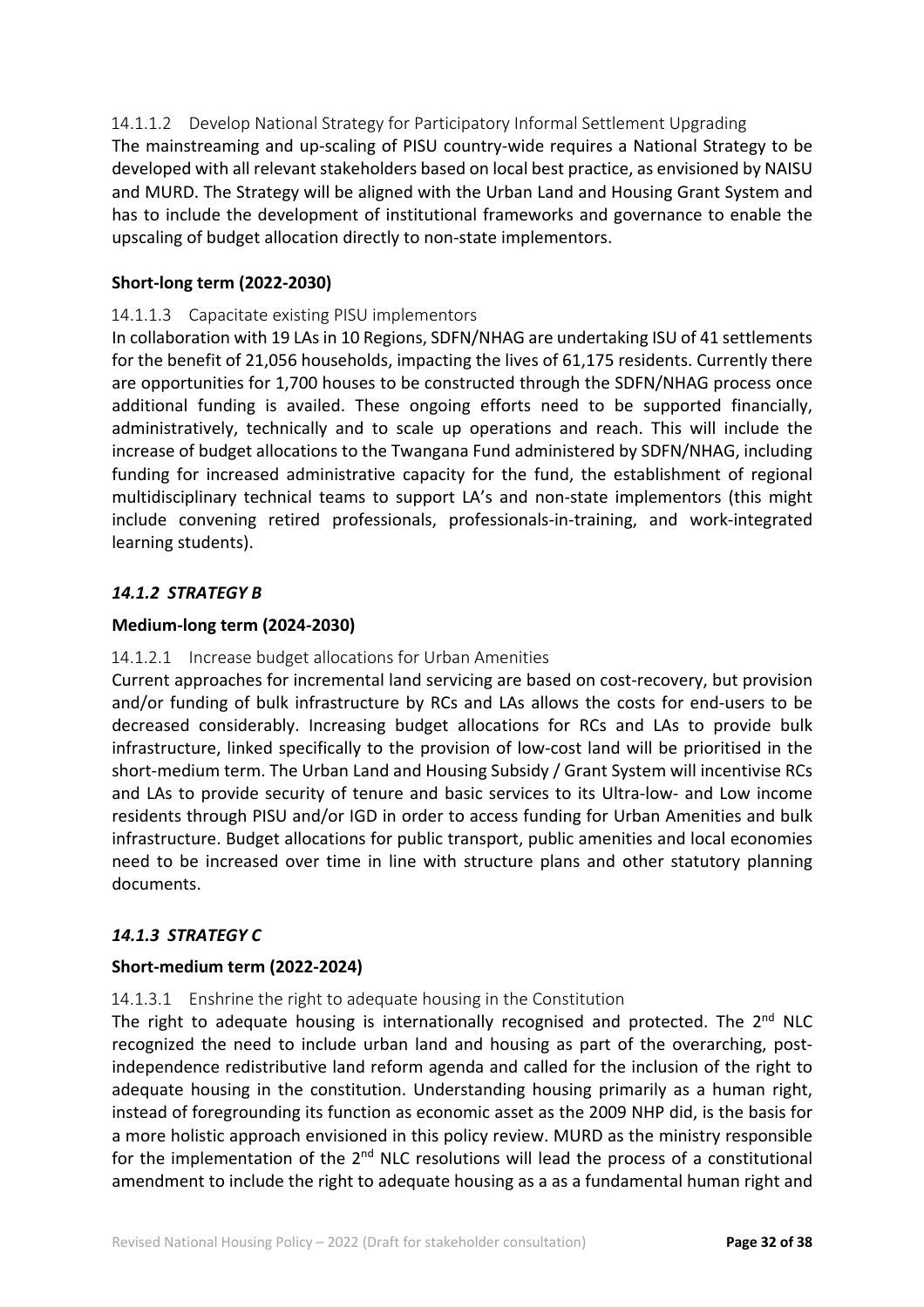#### 14.1.1.2 Develop National Strategy for Participatory Informal Settlement Upgrading

The mainstreaming and up-scaling of PISU country-wide requires a National Strategy to be developed with all relevant stakeholders based on local best practice, as envisioned by NAISU and MURD. The Strategy will be aligned with the Urban Land and Housing Grant System and has to include the development of institutional frameworks and governance to enable the upscaling of budget allocation directly to non-state implementors.

**Short-long term (2022-2030)**

#### 14.1.1.3 Capacitate existing PISU implementors

In collaboration with 19 LAs in 10 Regions, SDFN/NHAG are undertaking ISU of 41 settlements for the benefit of 21,056 households, impacting the lives of 61,175 residents. Currently there are opportunities for 1,700 houses to be constructed through the SDFN/NHAG process once additional funding is availed. These ongoing efforts need to be supported financially, administratively, technically and to scale up operations and reach. This will include the increase of budget allocations to the Twangana Fund administered by SDFN/NHAG, including funding for increased administrative capacity for the fund, the establishment of regional multidisciplinary technical teams to support LA's and non-state implementors (this might include convening retired professionals, professionals-in-training, and work-integrated learning students).

### *14.1.2 STRATEGY B*

**Medium-long term (2024-2030)**

#### 14.1.2.1 Increase budget allocations for Urban Amenities

Current approaches for incremental land servicing are based on cost-recovery, but provision and/or funding of bulk infrastructure by RCs and LAs allows the costs for end-users to be decreased considerably. Increasing budget allocations for RCs and LAs to provide bulk infrastructure, linked specifically to the provision of low-cost land will be prioritised in the short-medium term. The Urban Land and Housing Subsidy / Grant System will incentivise RCs and LAs to provide security of tenure and basic services to its Ultra-low- and Low income residents through PISU and/or IGD in order to access funding for Urban Amenities and bulk infrastructure. Budget allocations for public transport, public amenities and local economies need to be increased over time in line with structure plans and other statutory planning documents.

### *14.1.3 STRATEGY C*

**Short-medium term (2022-2024)**

#### 14.1.3.1 Enshrine the right to adequate housing in the Constitution

The right to adequate housing is internationally recognised and protected. The 2nd NLC recognized the need to include urban land and housing as part of the overarching, post-independence redistributive land reform agenda and called for the inclusion of the right to adequate housing in the constitution. Understanding housing primarily as a human right, instead of foregrounding its function as economic asset as the 2009 NHP did, is the basis for a more holistic approach envisioned in this policy review. MURD as the ministry responsible for the implementation of the 2nd NLC resolutions will lead the process of a constitutional amendment to include the right to adequate housing as a as a fundamental human right and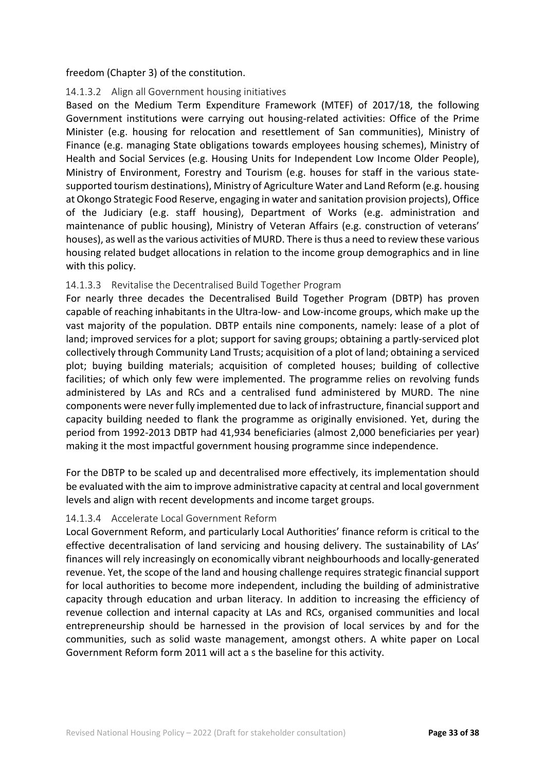freedom (Chapter 3) of the constitution.

#### 14.1.3.2 Align all Government housing initiatives

Based on the Medium Term Expenditure Framework (MTEF) of 2017/18, the following Government institutions were carrying out housing-related activities: Office of the Prime Minister (e.g. housing for relocation and resettlement of San communities), Ministry of Finance (e.g. managing State obligations towards employees housing schemes), Ministry of Health and Social Services (e.g. Housing Units for Independent Low Income Older People), Ministry of Environment, Forestry and Tourism (e.g. houses for staff in the various state-supported tourism destinations), Ministry of Agriculture Water and Land Reform (e.g. housing at Okongo Strategic Food Reserve, engaging in water and sanitation provision projects), Office of the Judiciary (e.g. staff housing), Department of Works (e.g. administration and maintenance of public housing), Ministry of Veteran Affairs (e.g. construction of veterans' houses), as well as the various activities of MURD. There is thus a need to review these various housing related budget allocations in relation to the income group demographics and in line with this policy.

#### 14.1.3.3 Revitalise the Decentralised Build Together Program

For nearly three decades the Decentralised Build Together Program (DBTP) has proven capable of reaching inhabitants in the Ultra-low- and Low-income groups, which make up the vast majority of the population. DBTP entails nine components, namely: lease of a plot of land; improved services for a plot; support for saving groups; obtaining a partly-serviced plot collectively through Community Land Trusts; acquisition of a plot of land; obtaining a serviced plot; buying building materials; acquisition of completed houses; building of collective facilities; of which only few were implemented. The programme relies on revolving funds administered by LAs and RCs and a centralised fund administered by MURD. The nine components were never fully implemented due to lack of infrastructure, financial support and capacity building needed to flank the programme as originally envisioned. Yet, during the period from 1992-2013 DBTP had 41,934 beneficiaries (almost 2,000 beneficiaries per year) making it the most impactful government housing programme since independence.

For the DBTP to be scaled up and decentralised more effectively, its implementation should be evaluated with the aim to improve administrative capacity at central and local government levels and align with recent developments and income target groups.

#### 14.1.3.4 Accelerate Local Government Reform

Local Government Reform, and particularly Local Authorities' finance reform is critical to the effective decentralisation of land servicing and housing delivery. The sustainability of LAs' finances will rely increasingly on economically vibrant neighbourhoods and locally-generated revenue. Yet, the scope of the land and housing challenge requires strategic financial support for local authorities to become more independent, including the building of administrative capacity through education and urban literacy. In addition to increasing the efficiency of revenue collection and internal capacity at LAs and RCs, organised communities and local entrepreneurship should be harnessed in the provision of local services by and for the communities, such as solid waste management, amongst others. A white paper on Local Government Reform form 2011 will act a s the baseline for this activity.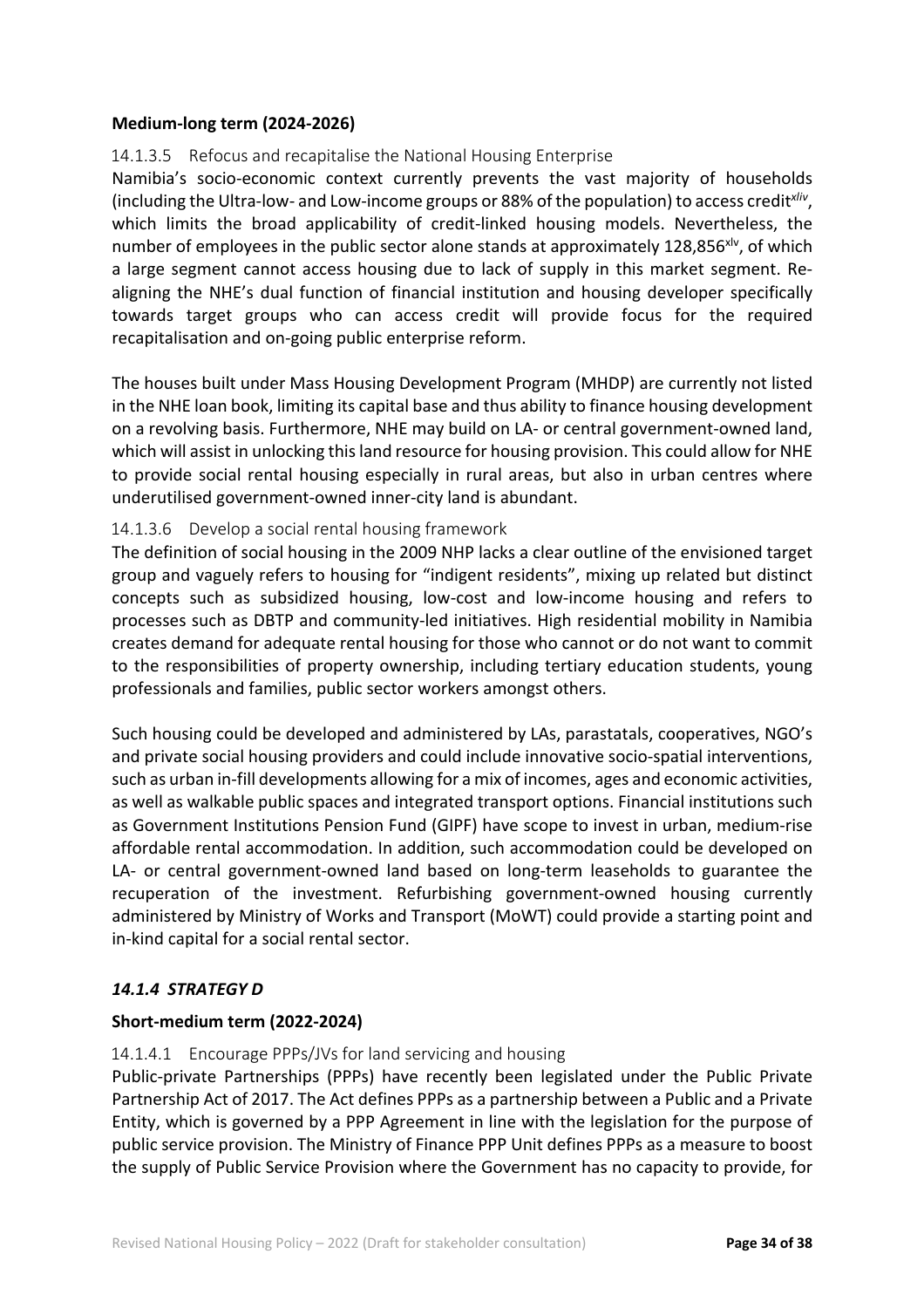**Medium-long term (2024-2026)**

#### 14.1.3.5 Refocus and recapitalise the National Housing Enterprise

Namibia's socio-economic context currently prevents the vast majority of households (including the Ultra-low- and Low-income groups or 88% of the population) to access credit[xliv], which limits the broad applicability of credit-linked housing models. Nevertheless, the number of employees in the public sector alone stands at approximately 128,856[xlv], of which a large segment cannot access housing due to lack of supply in this market segment. Re-aligning the NHE's dual function of financial institution and housing developer specifically towards target groups who can access credit will provide focus for the required recapitalisation and on-going public enterprise reform.

The houses built under Mass Housing Development Program (MHDP) are currently not listed in the NHE loan book, limiting its capital base and thus ability to finance housing development on a revolving basis. Furthermore, NHE may build on LA- or central government-owned land, which will assist in unlocking this land resource for housing provision. This could allow for NHE to provide social rental housing especially in rural areas, but also in urban centres where underutilised government-owned inner-city land is abundant.

#### 14.1.3.6 Develop a social rental housing framework

The definition of social housing in the 2009 NHP lacks a clear outline of the envisioned target group and vaguely refers to housing for "indigent residents", mixing up related but distinct concepts such as subsidized housing, low-cost and low-income housing and refers to processes such as DBTP and community-led initiatives. High residential mobility in Namibia creates demand for adequate rental housing for those who cannot or do not want to commit to the responsibilities of property ownership, including tertiary education students, young professionals and families, public sector workers amongst others.

Such housing could be developed and administered by LAs, parastatals, cooperatives, NGO's and private social housing providers and could include innovative socio-spatial interventions, such as urban in-fill developments allowing for a mix of incomes, ages and economic activities, as well as walkable public spaces and integrated transport options. Financial institutions such as Government Institutions Pension Fund (GIPF) have scope to invest in urban, medium-rise affordable rental accommodation. In addition, such accommodation could be developed on LA- or central government-owned land based on long-term leaseholds to guarantee the recuperation of the investment. Refurbishing government-owned housing currently administered by Ministry of Works and Transport (MoWT) could provide a starting point and in-kind capital for a social rental sector.

### *14.1.4 STRATEGY D*

**Short-medium term (2022-2024)**

#### 14.1.4.1 Encourage PPPs/JVs for land servicing and housing

Public-private Partnerships (PPPs) have recently been legislated under the Public Private Partnership Act of 2017. The Act defines PPPs as a partnership between a Public and a Private Entity, which is governed by a PPP Agreement in line with the legislation for the purpose of public service provision. The Ministry of Finance PPP Unit defines PPPs as a measure to boost the supply of Public Service Provision where the Government has no capacity to provide, for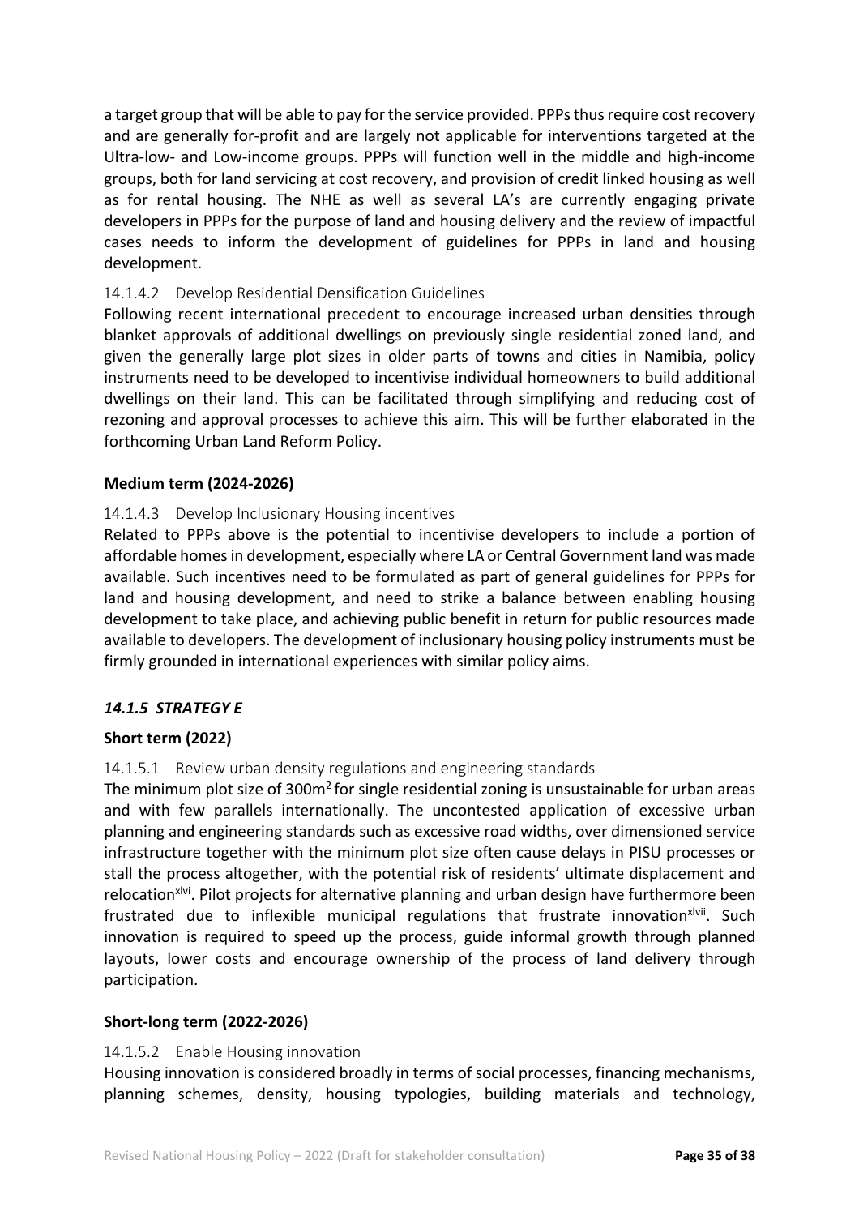a target group that will be able to pay for the service provided. PPPs thus require cost recovery and are generally for-profit and are largely not applicable for interventions targeted at the Ultra-low- and Low-income groups. PPPs will function well in the middle and high-income groups, both for land servicing at cost recovery, and provision of credit linked housing as well as for rental housing. The NHE as well as several LA's are currently engaging private developers in PPPs for the purpose of land and housing delivery and the review of impactful cases needs to inform the development of guidelines for PPPs in land and housing development.

#### 14.1.4.2 Develop Residential Densification Guidelines

Following recent international precedent to encourage increased urban densities through blanket approvals of additional dwellings on previously single residential zoned land, and given the generally large plot sizes in older parts of towns and cities in Namibia, policy instruments need to be developed to incentivise individual homeowners to build additional dwellings on their land. This can be facilitated through simplifying and reducing cost of rezoning and approval processes to achieve this aim. This will be further elaborated in the forthcoming Urban Land Reform Policy.

**Medium term (2024-2026)**

#### 14.1.4.3 Develop Inclusionary Housing incentives

Related to PPPs above is the potential to incentivise developers to include a portion of affordable homes in development, especially where LA or Central Government land was made available. Such incentives need to be formulated as part of general guidelines for PPPs for land and housing development, and need to strike a balance between enabling housing development to take place, and achieving public benefit in return for public resources made available to developers. The development of inclusionary housing policy instruments must be firmly grounded in international experiences with similar policy aims.

### *14.1.5 STRATEGY E*

**Short term (2022)**

#### 14.1.5.1 Review urban density regulations and engineering standards

The minimum plot size of 300m$^2$ for single residential zoning is unsustainable for urban areas and with few parallels internationally. The uncontested application of excessive urban planning and engineering standards such as excessive road widths, over dimensioned service infrastructure together with the minimum plot size often cause delays in PISU processes or stall the process altogether, with the potential risk of residents' ultimate displacement and relocation[xlvi]. Pilot projects for alternative planning and urban design have furthermore been frustrated due to inflexible municipal regulations that frustrate innovation[xlvii]. Such innovation is required to speed up the process, guide informal growth through planned layouts, lower costs and encourage ownership of the process of land delivery through participation.

**Short-long term (2022-2026)**

#### 14.1.5.2 Enable Housing innovation

Housing innovation is considered broadly in terms of social processes, financing mechanisms, planning schemes, density, housing typologies, building materials and technology,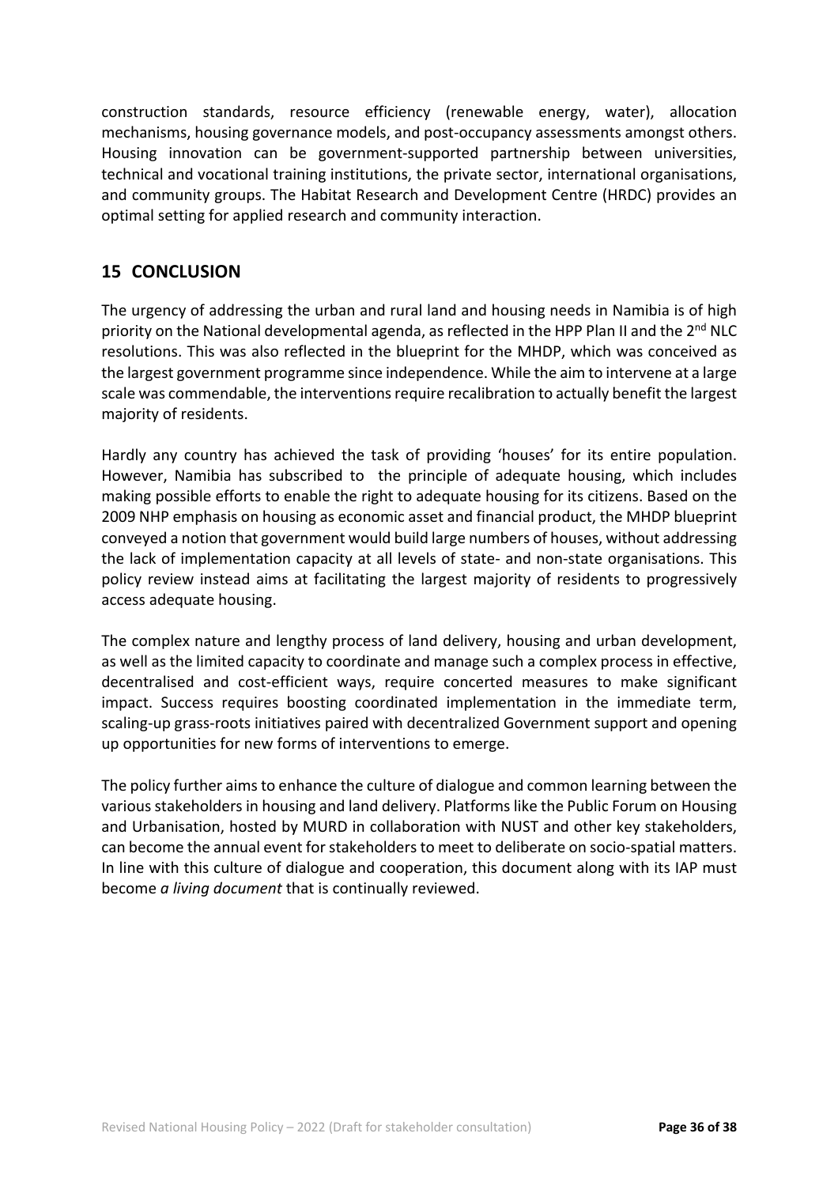construction standards, resource efficiency (renewable energy, water), allocation mechanisms, housing governance models, and post-occupancy assessments amongst others. Housing innovation can be government-supported partnership between universities, technical and vocational training institutions, the private sector, international organisations, and community groups. The Habitat Research and Development Centre (HRDC) provides an optimal setting for applied research and community interaction.

## 15 CONCLUSION

The urgency of addressing the urban and rural land and housing needs in Namibia is of high priority on the National developmental agenda, as reflected in the HPP Plan II and the 2nd NLC resolutions. This was also reflected in the blueprint for the MHDP, which was conceived as the largest government programme since independence. While the aim to intervene at a large scale was commendable, the interventions require recalibration to actually benefit the largest majority of residents.

Hardly any country has achieved the task of providing 'houses' for its entire population. However, Namibia has subscribed to the principle of adequate housing, which includes making possible efforts to enable the right to adequate housing for its citizens. Based on the 2009 NHP emphasis on housing as economic asset and financial product, the MHDP blueprint conveyed a notion that government would build large numbers of houses, without addressing the lack of implementation capacity at all levels of state- and non-state organisations. This policy review instead aims at facilitating the largest majority of residents to progressively access adequate housing.

The complex nature and lengthy process of land delivery, housing and urban development, as well as the limited capacity to coordinate and manage such a complex process in effective, decentralised and cost-efficient ways, require concerted measures to make significant impact. Success requires boosting coordinated implementation in the immediate term, scaling-up grass-roots initiatives paired with decentralized Government support and opening up opportunities for new forms of interventions to emerge.

The policy further aims to enhance the culture of dialogue and common learning between the various stakeholders in housing and land delivery. Platforms like the Public Forum on Housing and Urbanisation, hosted by MURD in collaboration with NUST and other key stakeholders, can become the annual event for stakeholders to meet to deliberate on socio-spatial matters. In line with this culture of dialogue and cooperation, this document along with its IAP must become *a living document* that is continually reviewed.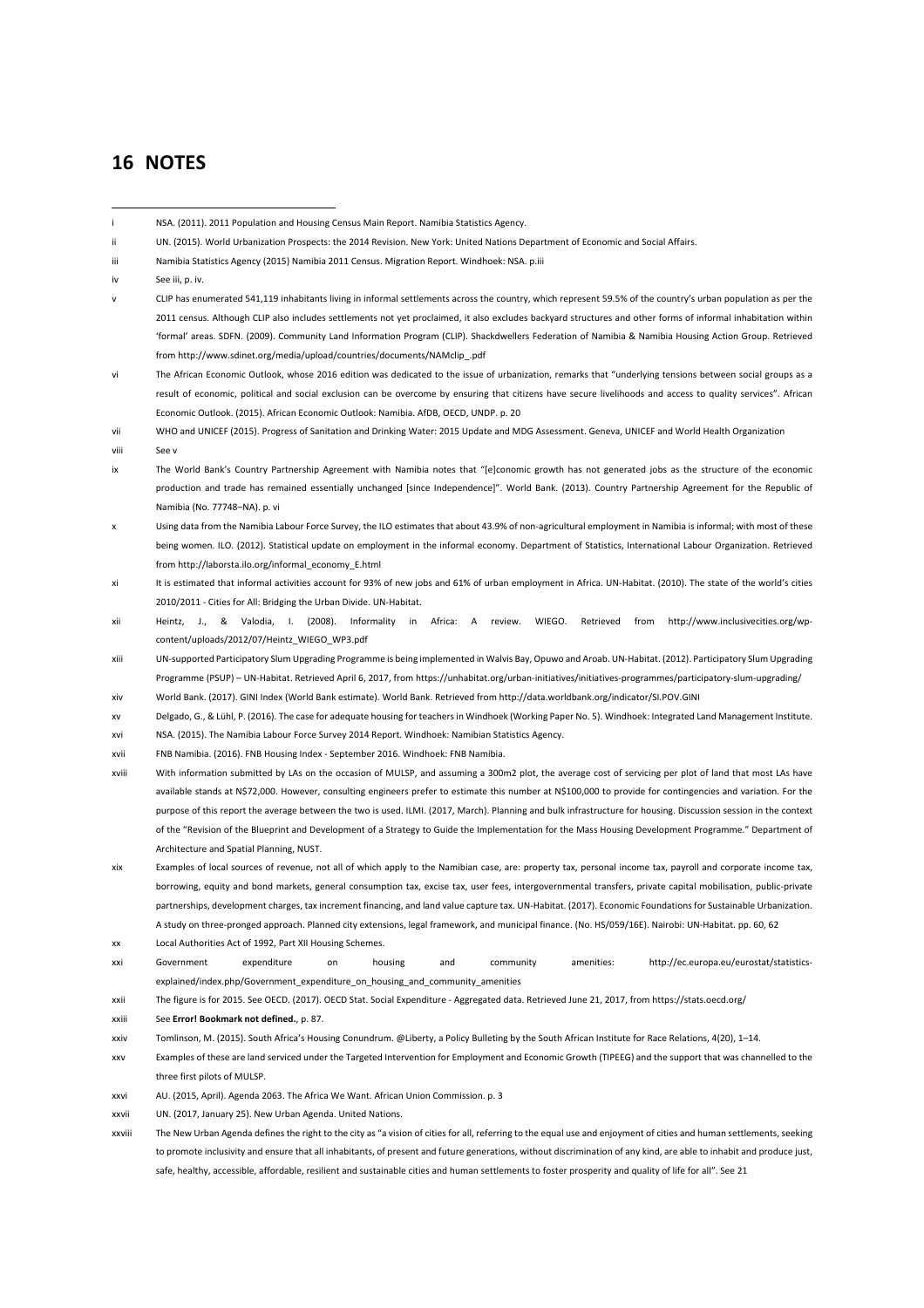# 16 NOTES

i NSA. (2011). 2011 Population and Housing Census Main Report. Namibia Statistics Agency.

ii UN. (2015). World Urbanization Prospects: the 2014 Revision. New York: United Nations Department of Economic and Social Affairs.

iii Namibia Statistics Agency (2015) Namibia 2011 Census. Migration Report. Windhoek: NSA. p.iii

iv See iii, p. iv.

v CLIP has enumerated 541,119 inhabitants living in informal settlements across the country, which represent 59.5% of the country's urban population as per the 2011 census. Although CLIP also includes settlements not yet proclaimed, it also excludes backyard structures and other forms of informal inhabitation within 'formal' areas. SDFN. (2009). Community Land Information Program (CLIP). Shackdwellers Federation of Namibia & Namibia Housing Action Group. Retrieved from http://www.sdinet.org/media/upload/countries/documents/NAMclip_.pdf

vi The African Economic Outlook, whose 2016 edition was dedicated to the issue of urbanization, remarks that "underlying tensions between social groups as a result of economic, political and social exclusion can be overcome by ensuring that citizens have secure livelihoods and access to quality services". African Economic Outlook. (2015). African Economic Outlook: Namibia. AfDB, OECD, UNDP. p. 20

vii WHO and UNICEF (2015). Progress of Sanitation and Drinking Water: 2015 Update and MDG Assessment. Geneva, UNICEF and World Health Organization

viii See v

ix The World Bank's Country Partnership Agreement with Namibia notes that "[e]conomic growth has not generated jobs as the structure of the economic production and trade has remained essentially unchanged [since Independence]". World Bank. (2013). Country Partnership Agreement for the Republic of Namibia (No. 77748–NA). p. vi

x Using data from the Namibia Labour Force Survey, the ILO estimates that about 43.9% of non-agricultural employment in Namibia is informal; with most of these being women. ILO. (2012). Statistical update on employment in the informal economy. Department of Statistics, International Labour Organization. Retrieved from http://laborsta.ilo.org/informal_economy_E.html

xi It is estimated that informal activities account for 93% of new jobs and 61% of urban employment in Africa. UN-Habitat. (2010). The state of the world's cities 2010/2011 - Cities for All: Bridging the Urban Divide. UN-Habitat.

xii Heintz, J., & Valodia, I. (2008). Informality in Africa: A review. WIEGO. Retrieved from http://www.inclusivecities.org/wp-content/uploads/2012/07/Heintz_WIEGO_WP3.pdf

xiii UN-supported Participatory Slum Upgrading Programme is being implemented in Walvis Bay, Opuwo and Aroab. UN-Habitat. (2012). Participatory Slum Upgrading Programme (PSUP) – UN-Habitat. Retrieved April 6, 2017, from https://unhabitat.org/urban-initiatives/initiatives-programmes/participatory-slum-upgrading/

xiv World Bank. (2017). GINI Index (World Bank estimate). World Bank. Retrieved from http://data.worldbank.org/indicator/SI.POV.GINI

xv Delgado, G., & Lühl, P. (2016). The case for adequate housing for teachers in Windhoek (Working Paper No. 5). Windhoek: Integrated Land Management Institute.

xvi NSA. (2015). The Namibia Labour Force Survey 2014 Report. Windhoek: Namibian Statistics Agency.

xvii FNB Namibia. (2016). FNB Housing Index - September 2016. Windhoek: FNB Namibia.

xviii With information submitted by LAs on the occasion of MULSP, and assuming a 300m2 plot, the average cost of servicing per plot of land that most LAs have available stands at N$72,000. However, consulting engineers prefer to estimate this number at N$100,000 to provide for contingencies and variation. For the purpose of this report the average between the two is used. ILMI. (2017, March). Planning and bulk infrastructure for housing. Discussion session in the context of the "Revision of the Blueprint and Development of a Strategy to Guide the Implementation for the Mass Housing Development Programme." Department of Architecture and Spatial Planning, NUST.

xix Examples of local sources of revenue, not all of which apply to the Namibian case, are: property tax, personal income tax, payroll and corporate income tax, borrowing, equity and bond markets, general consumption tax, excise tax, user fees, intergovernmental transfers, private capital mobilisation, public-private partnerships, development charges, tax increment financing, and land value capture tax. UN-Habitat. (2017). Economic Foundations for Sustainable Urbanization. A study on three-pronged approach. Planned city extensions, legal framework, and municipal finance. (No. HS/059/16E). Nairobi: UN-Habitat. pp. 60, 62

xx Local Authorities Act of 1992, Part XII Housing Schemes.

xxi Government expenditure on housing and community amenities: http://ec.europa.eu/eurostat/statistics-explained/index.php/Government_expenditure_on_housing_and_community_amenities

xxii The figure is for 2015. See OECD. (2017). OECD Stat. Social Expenditure - Aggregated data. Retrieved June 21, 2017, from https://stats.oecd.org/

xxiii See **Error! Bookmark not defined.**, p. 87.

xxiv Tomlinson, M. (2015). South Africa's Housing Conundrum. @Liberty, a Policy Bulleting by the South African Institute for Race Relations, 4(20), 1–14.

xxv Examples of these are land serviced under the Targeted Intervention for Employment and Economic Growth (TIPEEG) and the support that was channelled to the three first pilots of MULSP.

xxvi AU. (2015, April). Agenda 2063. The Africa We Want. African Union Commission. p. 3

xxvii UN. (2017, January 25). New Urban Agenda. United Nations.

xxviii The New Urban Agenda defines the right to the city as "a vision of cities for all, referring to the equal use and enjoyment of cities and human settlements, seeking to promote inclusivity and ensure that all inhabitants, of present and future generations, without discrimination of any kind, are able to inhabit and produce just, safe, healthy, accessible, affordable, resilient and sustainable cities and human settlements to foster prosperity and quality of life for all". See 21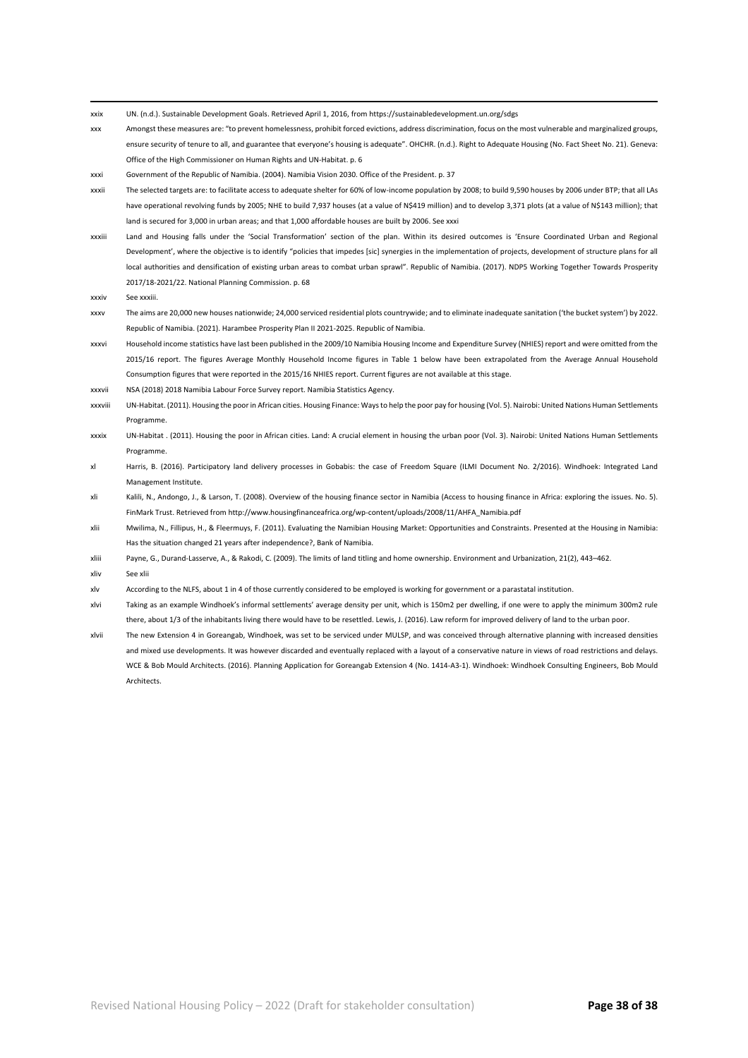xxix UN. (n.d.). Sustainable Development Goals. Retrieved April 1, 2016, from https://sustainabledevelopment.un.org/sdgs

xxx Amongst these measures are: "to prevent homelessness, prohibit forced evictions, address discrimination, focus on the most vulnerable and marginalized groups, ensure security of tenure to all, and guarantee that everyone's housing is adequate". OHCHR. (n.d.). Right to Adequate Housing (No. Fact Sheet No. 21). Geneva: Office of the High Commissioner on Human Rights and UN-Habitat. p. 6

xxxi Government of the Republic of Namibia. (2004). Namibia Vision 2030. Office of the President. p. 37

xxxii The selected targets are: to facilitate access to adequate shelter for 60% of low-income population by 2008; to build 9,590 houses by 2006 under BTP; that all LAs have operational revolving funds by 2005; NHE to build 7,937 houses (at a value of N$419 million) and to develop 3,371 plots (at a value of N$143 million); that land is secured for 3,000 in urban areas; and that 1,000 affordable houses are built by 2006. See xxxi

xxxiii Land and Housing falls under the 'Social Transformation' section of the plan. Within its desired outcomes is 'Ensure Coordinated Urban and Regional Development', where the objective is to identify "policies that impedes [sic] synergies in the implementation of projects, development of structure plans for all local authorities and densification of existing urban areas to combat urban sprawl". Republic of Namibia. (2017). NDP5 Working Together Towards Prosperity 2017/18-2021/22. National Planning Commission. p. 68

xxxiv See xxxiii.

xxxv The aims are 20,000 new houses nationwide; 24,000 serviced residential plots countrywide; and to eliminate inadequate sanitation ('the bucket system') by 2022. Republic of Namibia. (2021). Harambee Prosperity Plan II 2021-2025. Republic of Namibia.

xxxvi Household income statistics have last been published in the 2009/10 Namibia Housing Income and Expenditure Survey (NHIES) report and were omitted from the 2015/16 report. The figures Average Monthly Household Income figures in Table 1 below have been extrapolated from the Average Annual Household Consumption figures that were reported in the 2015/16 NHIES report. Current figures are not available at this stage.

xxxvii NSA (2018) 2018 Namibia Labour Force Survey report. Namibia Statistics Agency.

xxxviii UN-Habitat. (2011). Housing the poor in African cities. Housing Finance: Ways to help the poor pay for housing (Vol. 5). Nairobi: United Nations Human Settlements Programme.

xxxix UN-Habitat . (2011). Housing the poor in African cities. Land: A crucial element in housing the urban poor (Vol. 3). Nairobi: United Nations Human Settlements Programme.

xl Harris, B. (2016). Participatory land delivery processes in Gobabis: the case of Freedom Square (ILMI Document No. 2/2016). Windhoek: Integrated Land Management Institute.

xli Kalili, N., Andongo, J., & Larson, T. (2008). Overview of the housing finance sector in Namibia (Access to housing finance in Africa: exploring the issues. No. 5). FinMark Trust. Retrieved from http://www.housingfinanceafrica.org/wp-content/uploads/2008/11/AHFA_Namibia.pdf

xlii Mwilima, N., Fillipus, H., & Fleermuys, F. (2011). Evaluating the Namibian Housing Market: Opportunities and Constraints. Presented at the Housing in Namibia: Has the situation changed 21 years after independence?, Bank of Namibia.

xliii Payne, G., Durand-Lasserve, A., & Rakodi, C. (2009). The limits of land titling and home ownership. Environment and Urbanization, 21(2), 443–462.

xliv See xlii

xlv According to the NLFS, about 1 in 4 of those currently considered to be employed is working for government or a parastatal institution.

xlvi Taking as an example Windhoek's informal settlements' average density per unit, which is 150m2 per dwelling, if one were to apply the minimum 300m2 rule there, about 1/3 of the inhabitants living there would have to be resettled. Lewis, J. (2016). Law reform for improved delivery of land to the urban poor.

xlvii The new Extension 4 in Goreangab, Windhoek, was set to be serviced under MULSP, and was conceived through alternative planning with increased densities and mixed use developments. It was however discarded and eventually replaced with a layout of a conservative nature in views of road restrictions and delays. WCE & Bob Mould Architects. (2016). Planning Application for Goreangab Extension 4 (No. 1414-A3-1). Windhoek: Windhoek Consulting Engineers, Bob Mould Architects.